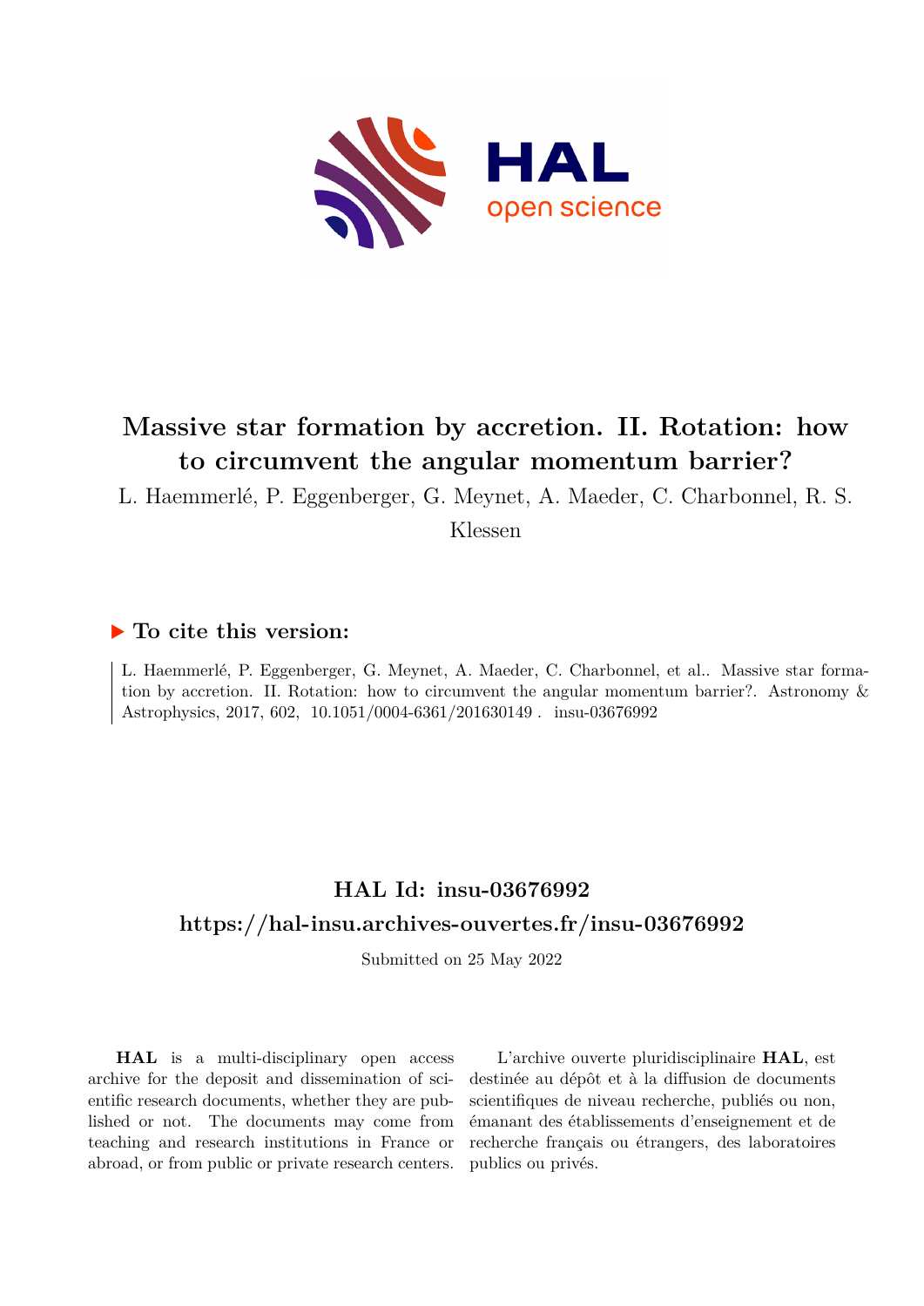# Massive star formation by accretion. II. Rotation: how to circumvent the angular momentum barrier?

L. Haemmerlé, P. Eggenberger, G. Meynet, A. Maeder, C. Charbonnel, R. S. Klessen

## ▶ To cite this version:

L. Haemmerlé, P. Eggenberger, G. Meynet, A. Maeder, C. Charbonnel, et al.. Massive star formation by accretion. II. Rotation: how to circumvent the angular momentum barrier?. Astronomy & Astrophysics, 2017, 602, 10.1051/0004-6361/201630149 . insu-03676992

## HAL Id: insu-03676992

## https://hal-insu.archives-ouvertes.fr/insu-03676992

Submitted on 25 May 2022

**HAL** is a multi-disciplinary open access archive for the deposit and dissemination of scientific research documents, whether they are published or not. The documents may come from teaching and research institutions in France or abroad, or from public or private research centers.

L'archive ouverte pluridisciplinaire **HAL**, est destinée au dépôt et à la diffusion de documents scientifiques de niveau recherche, publiés ou non, émanant des établissements d'enseignement et de recherche français ou étrangers, des laboratoires publics ou privés.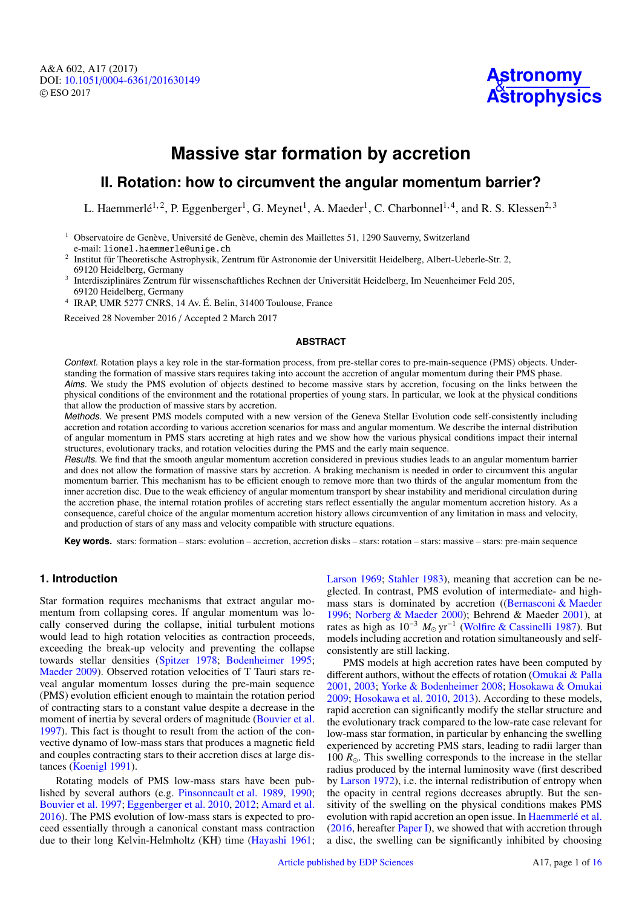# Massive star formation by accretion

## II. Rotation: how to circumvent the angular momentum barrier?

L. Haemmerlé[1,2], P. Eggenberger[1], G. Meynet[1], A. Maeder[1], C. Charbonnel[1,4], and R. S. Klessen[2,3]

[1] Observatoire de Genève, Université de Genève, chemin des Maillettes 51, 1290 Sauverny, Switzerland
e-mail: lionel.haemmerle@unige.ch

[2] Institut für Theoretische Astrophysik, Zentrum für Astronomie der Universität Heidelberg, Albert-Ueberle-Str. 2, 69120 Heidelberg, Germany

[3] Interdisziplinäres Zentrum für wissenschaftliches Rechnen der Universität Heidelberg, Im Neuenheimer Feld 205, 69120 Heidelberg, Germany

[4] IRAP, UMR 5277 CNRS, 14 Av. É. Belin, 31400 Toulouse, France

Received 28 November 2016 / Accepted 2 March 2017

### ABSTRACT

*Context.* Rotation plays a key role in the star-formation process, from pre-stellar cores to pre-main-sequence (PMS) objects. Understanding the formation of massive stars requires taking into account the accretion of angular momentum during their PMS phase.

*Aims.* We study the PMS evolution of objects destined to become massive stars by accretion, focusing on the links between the physical conditions of the environment and the rotational properties of young stars. In particular, we look at the physical conditions that allow the production of massive stars by accretion.

*Methods.* We present PMS models computed with a new version of the Geneva Stellar Evolution code self-consistently including accretion and rotation according to various accretion scenarios for mass and angular momentum. We describe the internal distribution of angular momentum in PMS stars accreting at high rates and we show how the various physical conditions impact their internal structures, evolutionary tracks, and rotation velocities during the PMS and the early main sequence.

*Results.* We find that the smooth angular momentum accretion considered in previous studies leads to an angular momentum barrier and does not allow the formation of massive stars by accretion. A braking mechanism is needed in order to circumvent this angular momentum barrier. This mechanism has to be efficient enough to remove more than two thirds of the angular momentum from the inner accretion disc. Due to the weak efficiency of angular momentum transport by shear instability and meridional circulation during the accretion phase, the internal rotation profiles of accreting stars reflect essentially the angular momentum accretion history. As a consequence, careful choice of the angular momentum accretion history allows circumvention of any limitation in mass and velocity, and production of stars of any mass and velocity compatible with structure equations.

**Key words.** stars: formation – stars: evolution – accretion, accretion disks – stars: rotation – stars: massive – stars: pre-main sequence

## 1. Introduction

Star formation requires mechanisms that extract angular momentum from collapsing cores. If angular momentum was locally conserved during the collapse, initial turbulent motions would lead to high rotation velocities as contraction proceeds, exceeding the break-up velocity and preventing the collapse towards stellar densities (Spitzer 1978; Bodenheimer 1995; Maeder 2009). Observed rotation velocities of T Tauri stars reveal angular momentum losses during the pre-main sequence (PMS) evolution efficient enough to maintain the rotation period of contracting stars to a constant value despite a decrease in the moment of inertia by several orders of magnitude (Bouvier et al. 1997). This fact is thought to result from the action of the convective dynamo of low-mass stars that produces a magnetic field and couples contracting stars to their accretion discs at large distances (Koenigl 1991).

Rotating models of PMS low-mass stars have been published by several authors (e.g. Pinsonneault et al. 1989, 1990; Bouvier et al. 1997; Eggenberger et al. 2010, 2012; Amard et al. 2016). The PMS evolution of low-mass stars is expected to proceed essentially through a canonical constant mass contraction due to their long Kelvin-Helmholtz (KH) time (Hayashi 1961; Larson 1969; Stahler 1983), meaning that accretion can be neglected. In contrast, PMS evolution of intermediate- and high-mass stars is dominated by accretion ((Bernasconi & Maeder 1996; Norberg & Maeder 2000); Behrend & Maeder 2001), at rates as high as $10^{-3}\ M_\odot\,\mathrm{yr}^{-1}$ (Wolfire & Cassinelli 1987). But models including accretion and rotation simultaneously and self-consistently are still lacking.

PMS models at high accretion rates have been computed by different authors, without the effects of rotation (Omukai & Palla 2001, 2003; Yorke & Bodenheimer 2008; Hosokawa & Omukai 2009; Hosokawa et al. 2010, 2013). According to these models, rapid accretion can significantly modify the stellar structure and the evolutionary track compared to the low-rate case relevant for low-mass star formation, in particular by enhancing the swelling experienced by accreting PMS stars, leading to radii larger than $100\ R_\odot$. This swelling corresponds to the increase in the stellar radius produced by the internal luminosity wave (first described by Larson 1972), i.e. the internal redistribution of entropy when the opacity in central regions decreases abruptly. But the sensitivity of the swelling on the physical conditions makes PMS evolution with rapid accretion an open issue. In Haemmerlé et al. (2016, hereafter Paper I), we showed that with accretion through a disc, the swelling can be significantly inhibited by choosing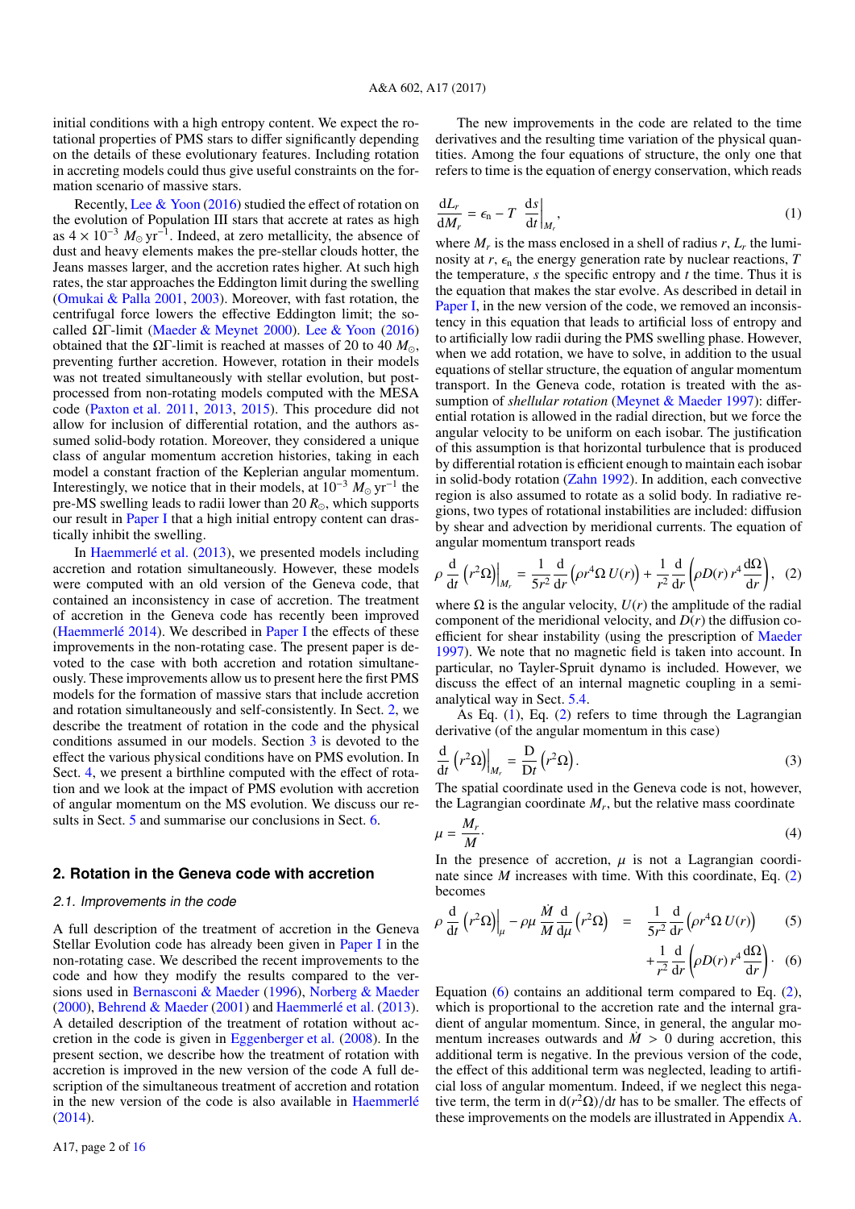initial conditions with a high entropy content. We expect the rotational properties of PMS stars to differ significantly depending on the details of these evolutionary features. Including rotation in accreting models could thus give useful constraints on the formation scenario of massive stars.

Recently, Lee & Yoon (2016) studied the effect of rotation on the evolution of Population III stars that accrete at rates as high as $4 \times 10^{-3}\ M_\odot\ \mathrm{yr}^{-1}$. Indeed, at zero metallicity, the absence of dust and heavy elements makes the pre-stellar clouds hotter, the Jeans masses larger, and the accretion rates higher. At such high rates, the star approaches the Eddington limit during the swelling (Omukai & Palla 2001, 2003). Moreover, with fast rotation, the centrifugal force lowers the effective Eddington limit; the so-called $\Omega\Gamma$-limit (Maeder & Meynet 2000). Lee & Yoon (2016) obtained that the $\Omega\Gamma$-limit is reached at masses of 20 to 40 $M_\odot$, preventing further accretion. However, rotation in their models was not treated simultaneously with stellar evolution, but post-processed from non-rotating models computed with the MESA code (Paxton et al. 2011, 2013, 2015). This procedure did not allow for inclusion of differential rotation, and the authors assumed solid-body rotation. Moreover, they considered a unique class of angular momentum accretion histories, taking in each model a constant fraction of the Keplerian angular momentum. Interestingly, we notice that in their models, at $10^{-3}\ M_\odot\ \mathrm{yr}^{-1}$ the pre-MS swelling leads to radii lower than 20 $R_\odot$, which supports our result in Paper I that a high initial entropy content can drastically inhibit the swelling.

In Haemmerlé et al. (2013), we presented models including accretion and rotation simultaneously. However, these models were computed with an old version of the Geneva code, that contained an inconsistency in case of accretion. The treatment of accretion in the Geneva code has recently been improved (Haemmerlé 2014). We described in Paper I the effects of these improvements in the non-rotating case. The present paper is devoted to the case with both accretion and rotation simultaneously. These improvements allow us to present here the first PMS models for the formation of massive stars that include accretion and rotation simultaneously and self-consistently. In Sect. 2, we describe the treatment of rotation in the code and the physical conditions assumed in our models. Section 3 is devoted to the effect the various physical conditions have on PMS evolution. In Sect. 4, we present a birthline computed with the effect of rotation and we look at the impact of PMS evolution with accretion of angular momentum on the MS evolution. We discuss our results in Sect. 5 and summarise our conclusions in Sect. 6.

## 2. Rotation in the Geneva code with accretion

### 2.1. Improvements in the code

A full description of the treatment of accretion in the Geneva Stellar Evolution code has already been given in Paper I in the non-rotating case. We described the recent improvements to the code and how they modify the results compared to the versions used in Bernasconi & Maeder (1996), Norberg & Maeder (2000), Behrend & Maeder (2001) and Haemmerlé et al. (2013). A detailed description of the treatment of rotation without accretion in the code is given in Eggenberger et al. (2008). In the present section, we describe how the treatment of rotation with accretion is improved in the new version of the code A full description of the simultaneous treatment of accretion and rotation in the new version of the code is also available in Haemmerlé (2014).

The new improvements in the code are related to the time derivatives and the resulting time variation of the physical quantities. Among the four equations of structure, the only one that refers to time is the equation of energy conservation, which reads

$$\frac{\mathrm{d}L_r}{\mathrm{d}M_r} = \epsilon_\mathrm{n} - T\left.\frac{\mathrm{d}s}{\mathrm{d}t}\right|_{M_r}, \tag{1}$$

where $M_r$ is the mass enclosed in a shell of radius $r$, $L_r$ the luminosity at $r$, $\epsilon_\mathrm{n}$ the energy generation rate by nuclear reactions, $T$ the temperature, $s$ the specific entropy and $t$ the time. Thus it is the equation that makes the star evolve. As described in detail in Paper I, in the new version of the code, we removed an inconsistency in this equation that leads to artificial loss of entropy and to artificially low radii during the PMS swelling phase. However, when we add rotation, we have to solve, in addition to the usual equations of stellar structure, the equation of angular momentum transport. In the Geneva code, rotation is treated with the assumption of *shellular rotation* (Meynet & Maeder 1997): differential rotation is allowed in the radial direction, but we force the angular velocity to be uniform on each isobar. The justification of this assumption is that horizontal turbulence that is produced by differential rotation is efficient enough to maintain each isobar in solid-body rotation (Zahn 1992). In addition, each convective region is also assumed to rotate as a solid body. In radiative regions, two types of rotational instabilities are included: diffusion by shear and advection by meridional currents. The equation of angular momentum transport reads

$$\rho\left.\frac{\mathrm{d}}{\mathrm{d}t}\left(r^2\Omega\right)\right|_{M_r} = \frac{1}{5r^2}\frac{\mathrm{d}}{\mathrm{d}r}\left(\rho r^4\Omega\, U(r)\right) + \frac{1}{r^2}\frac{\mathrm{d}}{\mathrm{d}r}\left(\rho D(r)\, r^4\frac{\mathrm{d}\Omega}{\mathrm{d}r}\right), \tag{2}$$

where $\Omega$ is the angular velocity, $U(r)$ the amplitude of the radial component of the meridional velocity, and $D(r)$ the diffusion coefficient for shear instability (using the prescription of Maeder 1997). We note that no magnetic field is taken into account. In particular, no Tayler-Spruit dynamo is included. However, we discuss the effect of an internal magnetic coupling in a semi-analytical way in Sect. 5.4.

As Eq. (1), Eq. (2) refers to time through the Lagrangian derivative (of the angular momentum in this case)

$$\left.\frac{\mathrm{d}}{\mathrm{d}t}\left(r^2\Omega\right)\right|_{M_r} = \frac{\mathrm{D}}{\mathrm{D}t}\left(r^2\Omega\right). \tag{3}$$

The spatial coordinate used in the Geneva code is not, however, the Lagrangian coordinate $M_r$, but the relative mass coordinate

$$\mu = \frac{M_r}{M}. \tag{4}$$

In the presence of accretion, $\mu$ is not a Lagrangian coordinate since $M$ increases with time. With this coordinate, Eq. (2) becomes

$$\rho\left.\frac{\mathrm{d}}{\mathrm{d}t}\left(r^2\Omega\right)\right|_{\mu} - \rho\mu\frac{\dot{M}}{M}\frac{\mathrm{d}}{\mathrm{d}\mu}\left(r^2\Omega\right) = \frac{1}{5r^2}\frac{\mathrm{d}}{\mathrm{d}r}\left(\rho r^4\Omega\, U(r)\right) \tag{5}$$

$$+\frac{1}{r^2}\frac{\mathrm{d}}{\mathrm{d}r}\left(\rho D(r)\, r^4\frac{\mathrm{d}\Omega}{\mathrm{d}r}\right). \tag{6}$$

Equation (6) contains an additional term compared to Eq. (2), which is proportional to the accretion rate and the internal gradient of angular momentum. Since, in general, the angular momentum increases outwards and $\dot{M} > 0$ during accretion, this additional term is negative. In the previous version of the code, the effect of this additional term was neglected, leading to artificial loss of angular momentum. Indeed, if we neglect this negative term, the term in $\mathrm{d}(r^2\Omega)/\mathrm{d}t$ has to be smaller. The effects of these improvements on the models are illustrated in Appendix A.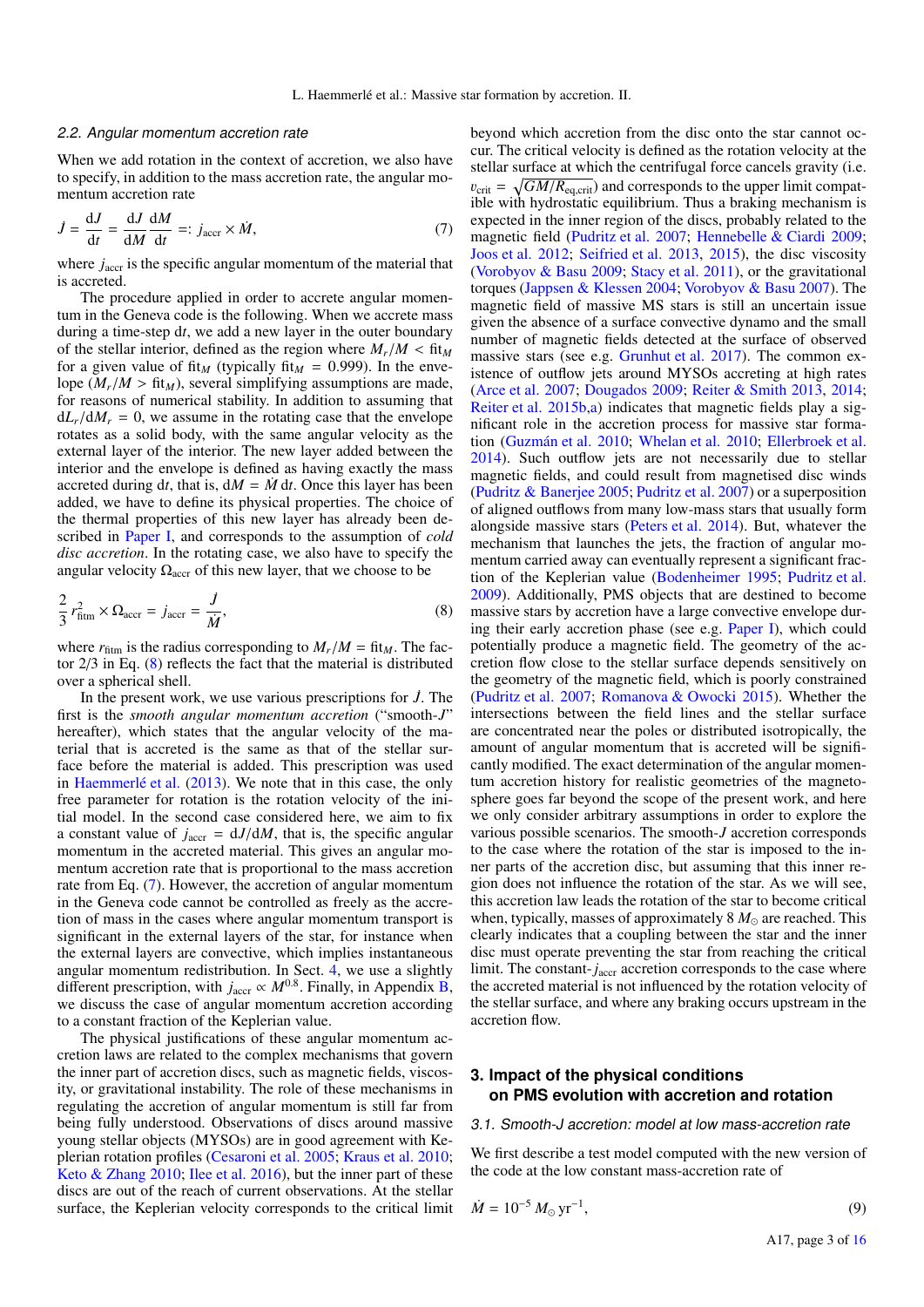### 2.2. Angular momentum accretion rate

When we add rotation in the context of accretion, we also have to specify, in addition to the mass accretion rate, the angular momentum accretion rate

$$\dot{J} = \frac{\mathrm{d}J}{\mathrm{d}t} = \frac{\mathrm{d}J}{\mathrm{d}M}\frac{\mathrm{d}M}{\mathrm{d}t} =: j_{\rm accr} \times \dot{M}, \tag{7}$$

where $j_{\rm accr}$ is the specific angular momentum of the material that is accreted.

The procedure applied in order to accrete angular momentum in the Geneva code is the following. When we accrete mass during a time-step $\mathrm{d}t$, we add a new layer in the outer boundary of the stellar interior, defined as the region where $M_r/M < \mathrm{fit}_M$ for a given value of $\mathrm{fit}_M$ (typically $\mathrm{fit}_M = 0.999$). In the envelope ($M_r/M > \mathrm{fit}_M$), several simplifying assumptions are made, for reasons of numerical stability. In addition to assuming that $\mathrm{d}L_r/\mathrm{d}M_r = 0$, we assume in the rotating case that the envelope rotates as a solid body, with the same angular velocity as the external layer of the interior. The new layer added between the interior and the envelope is defined as having exactly the mass accreted during $\mathrm{d}t$, that is, $\mathrm{d}M = \dot{M}\,\mathrm{d}t$. Once this layer has been added, we have to define its physical properties. The choice of the thermal properties of this new layer has already been described in Paper I, and corresponds to the assumption of *cold disc accretion*. In the rotating case, we also have to specify the angular velocity $\Omega_{\rm accr}$ of this new layer, that we choose to be

$$\frac{2}{3}\,r_{\rm fitm}^2 \times \Omega_{\rm accr} = j_{\rm accr} = \frac{\dot{J}}{\dot{M}}, \tag{8}$$

where $r_{\rm fitm}$ is the radius corresponding to $M_r/M = \mathrm{fit}_M$. The factor 2/3 in Eq. (8) reflects the fact that the material is distributed over a spherical shell.

In the present work, we use various prescriptions for $\dot{J}$. The first is the *smooth angular momentum accretion* ("smooth-$J$" hereafter), which states that the angular velocity of the material that is accreted is the same as that of the stellar surface before the material is added. This prescription was used in Haemmerlé et al. (2013). We note that in this case, the only free parameter for rotation is the rotation velocity of the initial model. In the second case considered here, we aim to fix a constant value of $j_{\rm accr} = \mathrm{d}J/\mathrm{d}M$, that is, the specific angular momentum in the accreted material. This gives an angular momentum accretion rate that is proportional to the mass accretion rate from Eq. (7). However, the accretion of angular momentum in the Geneva code cannot be controlled as freely as the accretion of mass in the cases where angular momentum transport is significant in the external layers of the star, for instance when the external layers are convective, which implies instantaneous angular momentum redistribution. In Sect. 4, we use a slightly different prescription, with $j_{\rm accr} \propto M^{0.8}$. Finally, in Appendix B, we discuss the case of angular momentum accretion according to a constant fraction of the Keplerian value.

The physical justifications of these angular momentum accretion laws are related to the complex mechanisms that govern the inner part of accretion discs, such as magnetic fields, viscosity, or gravitational instability. The role of these mechanisms in regulating the accretion of angular momentum is still far from being fully understood. Observations of discs around massive young stellar objects (MYSOs) are in good agreement with Keplerian rotation profiles (Cesaroni et al. 2005; Kraus et al. 2010; Keto & Zhang 2010; Ilee et al. 2016), but the inner part of these discs are out of the reach of current observations. At the stellar surface, the Keplerian velocity corresponds to the critical limit beyond which accretion from the disc onto the star cannot occur. The critical velocity is defined as the rotation velocity at the stellar surface at which the centrifugal force cancels gravity (i.e. $\upsilon_{\rm crit} = \sqrt{GM/R_{\rm eq,crit}}$) and corresponds to the upper limit compatible with hydrostatic equilibrium. Thus a braking mechanism is expected in the inner region of the discs, probably related to the magnetic field (Pudritz et al. 2007; Hennebelle & Ciardi 2009; Joos et al. 2012; Seifried et al. 2013, 2015), the disc viscosity (Vorobyov & Basu 2009; Stacy et al. 2011), or the gravitational torques (Jappsen & Klessen 2004; Vorobyov & Basu 2007). The magnetic field of massive MS stars is still an uncertain issue given the absence of a surface convective dynamo and the small number of magnetic fields detected at the surface of observed massive stars (see e.g. Grunhut et al. 2017). The common existence of outflow jets around MYSOs accreting at high rates (Arce et al. 2007; Dougados 2009; Reiter & Smith 2013, 2014; Reiter et al. 2015b,a) indicates that magnetic fields play a significant role in the accretion process for massive star formation (Guzmán et al. 2010; Whelan et al. 2010; Ellerbroek et al. 2014). Such outflow jets are not necessarily due to stellar magnetic fields, and could result from magnetised disc winds (Pudritz & Banerjee 2005; Pudritz et al. 2007) or a superposition of aligned outflows from many low-mass stars that usually form alongside massive stars (Peters et al. 2014). But, whatever the mechanism that launches the jets, the fraction of angular momentum carried away can eventually represent a significant fraction of the Keplerian value (Bodenheimer 1995; Pudritz et al. 2009). Additionally, PMS objects that are destined to become massive stars by accretion have a large convective envelope during their early accretion phase (see e.g. Paper I), which could potentially produce a magnetic field. The geometry of the accretion flow close to the stellar surface depends sensitively on the geometry of the magnetic field, which is poorly constrained (Pudritz et al. 2007; Romanova & Owocki 2015). Whether the intersections between the field lines and the stellar surface are concentrated near the poles or distributed isotropically, the amount of angular momentum that is accreted will be significantly modified. The exact determination of the angular momentum accretion history for realistic geometries of the magnetosphere goes far beyond the scope of the present work, and here we only consider arbitrary assumptions in order to explore the various possible scenarios. The smooth-$J$ accretion corresponds to the case where the rotation of the star is imposed to the inner parts of the accretion disc, but assuming that this inner region does not influence the rotation of the star. As we will see, this accretion law leads the rotation of the star to become critical when, typically, masses of approximately 8 $M_\odot$ are reached. This clearly indicates that a coupling between the star and the inner disc must operate preventing the star from reaching the critical limit. The constant-$j_{\rm accr}$ accretion corresponds to the case where the accreted material is not influenced by the rotation velocity of the stellar surface, and where any braking occurs upstream in the accretion flow.

## 3. Impact of the physical conditions on PMS evolution with accretion and rotation

### 3.1. Smooth-J accretion: model at low mass-accretion rate

We first describe a test model computed with the new version of the code at the low constant mass-accretion rate of

$$\dot{M} = 10^{-5}\,M_\odot\,\mathrm{yr}^{-1}, \tag{9}$$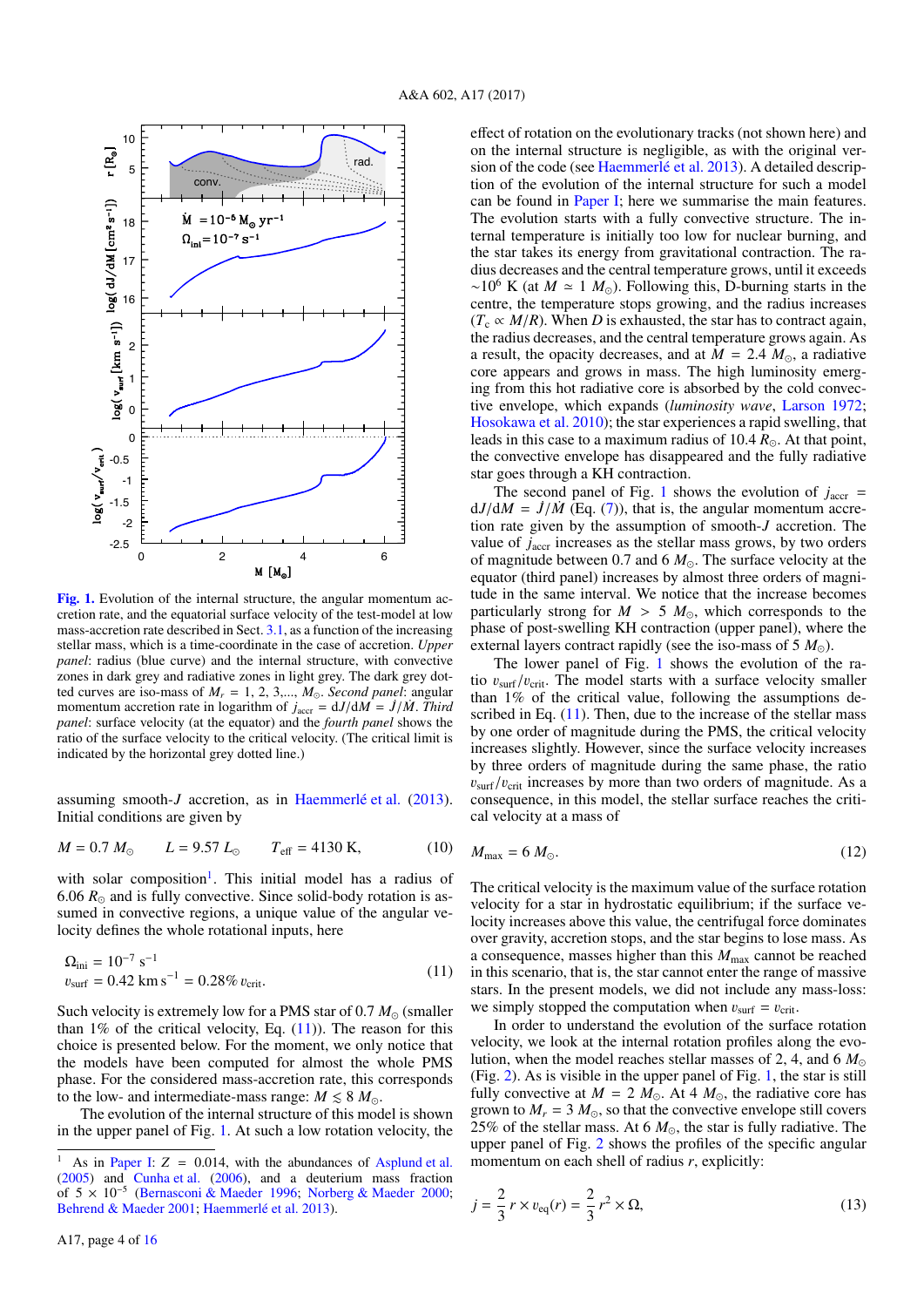Fig. 1. Evolution of the internal structure, the angular momentum accretion rate, and the equatorial surface velocity of the test-model at low mass-accretion rate described in Sect. 3.1, as a function of the increasing stellar mass, which is a time-coordinate in the case of accretion. *Upper panel*: radius (blue curve) and the internal structure, with convective zones in dark grey and radiative zones in light grey. The dark grey dotted curves are iso-mass of $M_r = 1, 2, 3,..., M_\odot$. *Second panel*: angular momentum accretion rate in logarithm of $j_{\rm accr} = {\rm d}J/{\rm d}M = \dot{J}/\dot{M}$. *Third panel*: surface velocity (at the equator) and the *fourth panel* shows the ratio of the surface velocity to the critical velocity. (The critical limit is indicated by the horizontal grey dotted line.)

assuming smooth-$J$ accretion, as in Haemmerlé et al. (2013). Initial conditions are given by

$$M = 0.7\,M_\odot \qquad L = 9.57\,L_\odot \qquad T_{\rm eff} = 4130\ {\rm K}, \tag{10}$$

with solar composition[1]. This initial model has a radius of $6.06\,R_\odot$ and is fully convective. Since solid-body rotation is assumed in convective regions, a unique value of the angular velocity defines the whole rotational inputs, here

$$\begin{aligned} \Omega_{\rm ini} &= 10^{-7}\ {\rm s}^{-1} \\ \upsilon_{\rm surf} &= 0.42\ {\rm km\,s}^{-1} = 0.28\%\,\upsilon_{\rm crit}. \end{aligned} \tag{11}$$

Such velocity is extremely low for a PMS star of $0.7\,M_\odot$ (smaller than 1% of the critical velocity, Eq. (11)). The reason for this choice is presented below. For the moment, we only notice that the models have been computed for almost the whole PMS phase. For the considered mass-accretion rate, this corresponds to the low- and intermediate-mass range: $M \lesssim 8\,M_\odot$.

The evolution of the internal structure of this model is shown in the upper panel of Fig. 1. At such a low rotation velocity, the effect of rotation on the evolutionary tracks (not shown here) and on the internal structure is negligible, as with the original version of the code (see Haemmerlé et al. 2013). A detailed description of the evolution of the internal structure for such a model can be found in Paper I; here we summarise the main features. The evolution starts with a fully convective structure. The internal temperature is initially too low for nuclear burning, and the star takes its energy from gravitational contraction. The radius decreases and the central temperature grows, until it exceeds $\sim 10^6$ K (at $M \simeq 1\,M_\odot$). Following this, D-burning starts in the centre, the temperature stops growing, and the radius increases ($T_{\rm c} \propto M/R$). When $D$ is exhausted, the star has to contract again, the radius decreases, and the central temperature grows again. As a result, the opacity decreases, and at $M = 2.4\,M_\odot$, a radiative core appears and grows in mass. The high luminosity emerging from this hot radiative core is absorbed by the cold convective envelope, which expands (*luminosity wave*, Larson 1972; Hosokawa et al. 2010); the star experiences a rapid swelling, that leads in this case to a maximum radius of $10.4\,R_\odot$. At that point, the convective envelope has disappeared and the fully radiative star goes through a KH contraction.

The second panel of Fig. 1 shows the evolution of $j_{\rm accr} = {\rm d}J/{\rm d}M = \dot{J}/\dot{M}$ (Eq. (7)), that is, the angular momentum accretion rate given by the assumption of smooth-$J$ accretion. The value of $j_{\rm accr}$ increases as the stellar mass grows, by two orders of magnitude between 0.7 and $6\,M_\odot$. The surface velocity at the equator (third panel) increases by almost three orders of magnitude in the same interval. We notice that the increase becomes particularly strong for $M > 5\,M_\odot$, which corresponds to the phase of post-swelling KH contraction (upper panel), where the external layers contract rapidly (see the iso-mass of $5\,M_\odot$).

The lower panel of Fig. 1 shows the evolution of the ratio $\upsilon_{\rm surf}/\upsilon_{\rm crit}$. The model starts with a surface velocity smaller than 1% of the critical value, following the assumptions described in Eq. (11). Then, due to the increase of the stellar mass by one order of magnitude during the PMS, the critical velocity increases slightly. However, since the surface velocity increases by three orders of magnitude during the same phase, the ratio $\upsilon_{\rm surf}/\upsilon_{\rm crit}$ increases by more than two orders of magnitude. As a consequence, in this model, the stellar surface reaches the critical velocity at a mass of

$$M_{\max} = 6\,M_\odot. \tag{12}$$

The critical velocity is the maximum value of the surface rotation velocity for a star in hydrostatic equilibrium; if the surface velocity increases above this value, the centrifugal force dominates over gravity, accretion stops, and the star begins to lose mass. As a consequence, masses higher than this $M_{\max}$ cannot be reached in this scenario, that is, the star cannot enter the range of massive stars. In the present models, we did not include any mass-loss: we simply stopped the computation when $\upsilon_{\rm surf} = \upsilon_{\rm crit}$.

In order to understand the evolution of the surface rotation velocity, we look at the internal rotation profiles along the evolution, when the model reaches stellar masses of 2, 4, and $6\,M_\odot$ (Fig. 2). As is visible in the upper panel of Fig. 1, the star is still fully convective at $M = 2\,M_\odot$. At $4\,M_\odot$, the radiative core has grown to $M_r = 3\,M_\odot$, so that the convective envelope still covers 25% of the stellar mass. At $6\,M_\odot$, the star is fully radiative. The upper panel of Fig. 2 shows the profiles of the specific angular momentum on each shell of radius $r$, explicitly:

$$j = \frac{2}{3}\,r \times \upsilon_{\rm eq}(r) = \frac{2}{3}\,r^2 \times \Omega, \tag{13}$$

[1] As in Paper I: $Z = 0.014$, with the abundances of Asplund et al. (2005) and Cunha et al. (2006), and a deuterium mass fraction of $5 \times 10^{-5}$ (Bernasconi & Maeder 1996; Norberg & Maeder 2000; Behrend & Maeder 2001; Haemmerlé et al. 2013).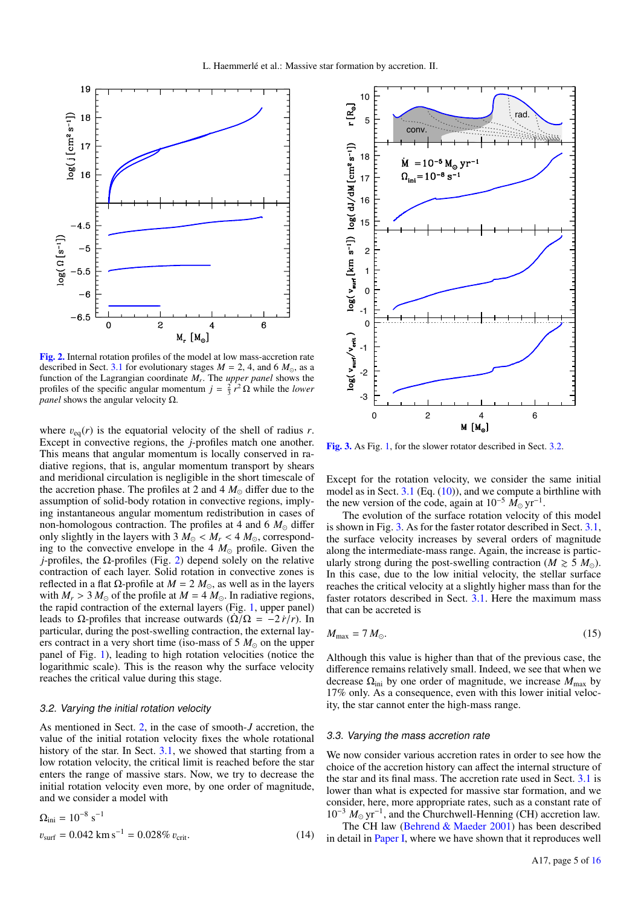Fig. 2. Internal rotation profiles of the model at low mass-accretion rate described in Sect. 3.1 for evolutionary stages $M = 2$, 4, and 6 $M_\odot$, as a function of the Lagrangian coordinate $M_r$. The *upper panel* shows the profiles of the specific angular momentum $j = \frac{2}{3} r^2 \Omega$ while the *lower panel* shows the angular velocity $\Omega$.

where $\upsilon_{\rm eq}(r)$ is the equatorial velocity of the shell of radius $r$. Except in convective regions, the $j$-profiles match one another. This means that angular momentum is locally conserved in radiative regions, that is, angular momentum transport by shears and meridional circulation is negligible in the short timescale of the accretion phase. The profiles at 2 and 4 $M_\odot$ differ due to the assumption of solid-body rotation in convective regions, implying instantaneous angular momentum redistribution in cases of non-homologous contraction. The profiles at 4 and 6 $M_\odot$ differ only slightly in the layers with 3 $M_\odot < M_r <$ 4 $M_\odot$, corresponding to the convective envelope in the 4 $M_\odot$ profile. Given the $j$-profiles, the $\Omega$-profiles (Fig. 2) depend solely on the relative contraction of each layer. Solid rotation in convective zones is reflected in a flat $\Omega$-profile at $M = 2$ $M_\odot$, as well as in the layers with $M_r > 3$ $M_\odot$ of the profile at $M = 4$ $M_\odot$. In radiative regions, the rapid contraction of the external layers (Fig. 1, upper panel) leads to $\Omega$-profiles that increase outwards ($\dot\Omega/\Omega = -2\,\dot r/r$). In particular, during the post-swelling contraction, the external layers contract in a very short time (iso-mass of 5 $M_\odot$ on the upper panel of Fig. 1), leading to high rotation velocities (notice the logarithmic scale). This is the reason why the surface velocity reaches the critical value during this stage.

### 3.2. Varying the initial rotation velocity

As mentioned in Sect. 2, in the case of smooth-$J$ accretion, the value of the initial rotation velocity fixes the whole rotational history of the star. In Sect. 3.1, we showed that starting from a low rotation velocity, the critical limit is reached before the star enters the range of massive stars. Now, we try to decrease the initial rotation velocity even more, by one order of magnitude, and we consider a model with

$$\Omega_{\rm ini} = 10^{-8}\ {\rm s}^{-1}$$
$$\upsilon_{\rm surf} = 0.042\ {\rm km\,s}^{-1} = 0.028\%\ \upsilon_{\rm crit}. \tag{14}$$

Fig. 3. As Fig. 1, for the slower rotator described in Sect. 3.2.

Except for the rotation velocity, we consider the same initial model as in Sect. 3.1 (Eq. (10)), and we compute a birthline with the new version of the code, again at $10^{-5}$ $M_\odot$ yr$^{-1}$.

The evolution of the surface rotation velocity of this model is shown in Fig. 3. As for the faster rotator described in Sect. 3.1, the surface velocity increases by several orders of magnitude along the intermediate-mass range. Again, the increase is particularly strong during the post-swelling contraction ($M \gtrsim 5$ $M_\odot$). In this case, due to the low initial velocity, the stellar surface reaches the critical velocity at a slightly higher mass than for the faster rotators described in Sect. 3.1. Here the maximum mass that can be accreted is

$$M_{\rm max} = 7\,M_\odot. \tag{15}$$

Although this value is higher than that of the previous case, the difference remains relatively small. Indeed, we see that when we decrease $\Omega_{\rm ini}$ by one order of magnitude, we increase $M_{\rm max}$ by 17% only. As a consequence, even with this lower initial velocity, the star cannot enter the high-mass range.

### 3.3. Varying the mass accretion rate

We now consider various accretion rates in order to see how the choice of the accretion history can affect the internal structure of the star and its final mass. The accretion rate used in Sect. 3.1 is lower than what is expected for massive star formation, and we consider, here, more appropriate rates, such as a constant rate of $10^{-3}$ $M_\odot$ yr$^{-1}$, and the Churchwell-Henning (CH) accretion law.

The CH law (Behrend & Maeder 2001) has been described in detail in Paper I, where we have shown that it reproduces well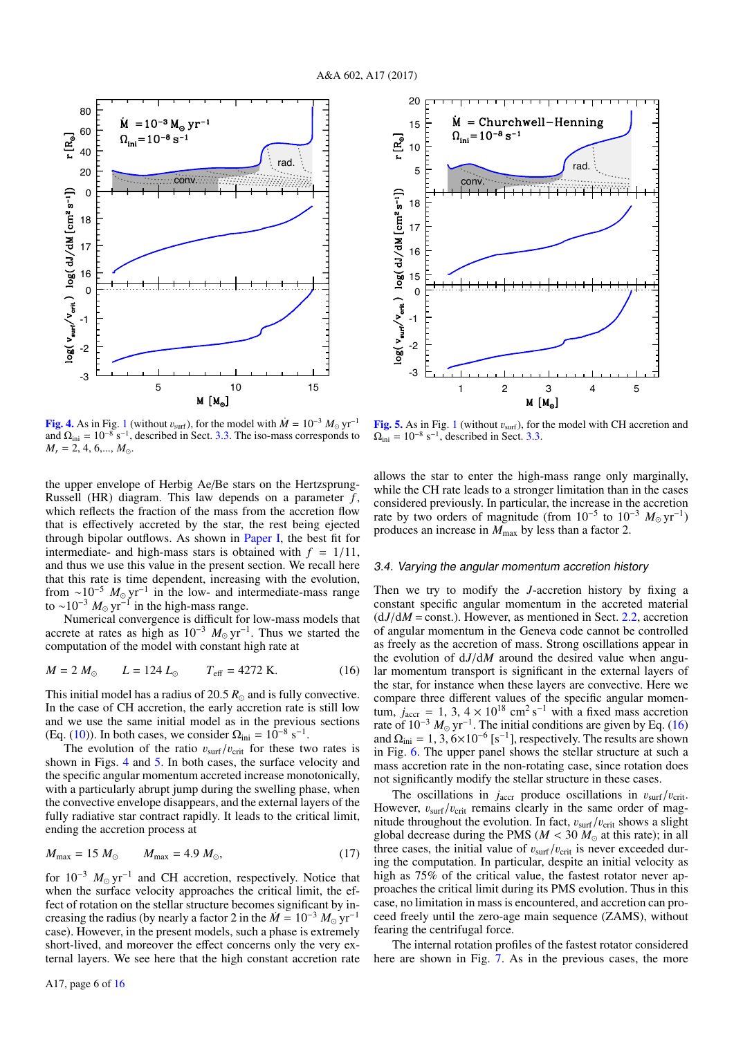Fig. 4. As in Fig. 1 (without $v_{surf}$), for the model with $\dot{M} = 10^{-3}$ $M_\odot$ yr$^{-1}$ and $\Omega_{ini} = 10^{-8}$ s$^{-1}$, described in Sect. 3.3. The iso-mass corresponds to $M_r = 2, 4, 6, ..., M_\odot$.

Fig. 5. As in Fig. 1 (without $v_{surf}$), for the model with CH accretion and $\Omega_{ini} = 10^{-8}$ s$^{-1}$, described in Sect. 3.3.

the upper envelope of Herbig Ae/Be stars on the Hertzsprung-Russell (HR) diagram. This law depends on a parameter $f$, which reflects the fraction of the mass from the accretion flow that is effectively accreted by the star, the rest being ejected through bipolar outflows. As shown in Paper I, the best fit for intermediate- and high-mass stars is obtained with $f = 1/11$, and thus we use this value in the present section. We recall here that this rate is time dependent, increasing with the evolution, from $\sim 10^{-5}$ $M_\odot$ yr$^{-1}$ in the low- and intermediate-mass range to $\sim 10^{-3}$ $M_\odot$ yr$^{-1}$ in the high-mass range.

Numerical convergence is difficult for low-mass models that accrete at rates as high as $10^{-3}$ $M_\odot$ yr$^{-1}$. Thus we started the computation of the model with constant high rate at

$$M = 2\ M_\odot \qquad L = 124\ L_\odot \qquad T_{eff} = 4272\ \text{K}. \tag{16}$$

This initial model has a radius of 20.5 $R_\odot$ and is fully convective. In the case of CH accretion, the early accretion rate is still low and we use the same initial model as in the previous sections (Eq. (10)). In both cases, we consider $\Omega_{ini} = 10^{-8}$ s$^{-1}$.

The evolution of the ratio $v_{surf}/v_{crit}$ for these two rates is shown in Figs. 4 and 5. In both cases, the surface velocity and the specific angular momentum accreted increase monotonically, with a particularly abrupt jump during the swelling phase, when the convective envelope disappears, and the external layers of the fully radiative star contract rapidly. It leads to the critical limit, ending the accretion process at

$$M_{max} = 15\ M_\odot \qquad M_{max} = 4.9\ M_\odot, \tag{17}$$

for $10^{-3}$ $M_\odot$ yr$^{-1}$ and CH accretion, respectively. Notice that when the surface velocity approaches the critical limit, the effect of rotation on the stellar structure becomes significant by increasing the radius (by nearly a factor 2 in the $\dot{M} = 10^{-3}$ $M_\odot$ yr$^{-1}$ case). However, in the present models, such a phase is extremely short-lived, and moreover the effect concerns only the very external layers. We see here that the high constant accretion rate allows the star to enter the high-mass range only marginally, while the CH rate leads to a stronger limitation than in the cases considered previously. In particular, the increase in the accretion rate by two orders of magnitude (from $10^{-5}$ to $10^{-3}$ $M_\odot$ yr$^{-1}$) produces an increase in $M_{max}$ by less than a factor 2.

### 3.4. Varying the angular momentum accretion history

Then we try to modify the $J$-accretion history by fixing a constant specific angular momentum in the accreted material ($dJ/dM$ = const.). However, as mentioned in Sect. 2.2, accretion of angular momentum in the Geneva code cannot be controlled as freely as the accretion of mass. Strong oscillations appear in the evolution of $dJ/dM$ around the desired value when angular momentum transport is significant in the external layers of the star, for instance when these layers are convective. Here we compare three different values of the specific angular momentum, $j_{accr} = 1, 3, 4 \times 10^{18}$ cm$^2$ s$^{-1}$ with a fixed mass accretion rate of $10^{-3}$ $M_\odot$ yr$^{-1}$. The initial conditions are given by Eq. (16) and $\Omega_{ini} = 1, 3, 6 \times 10^{-6}$ [s$^{-1}$], respectively. The results are shown in Fig. 6. The upper panel shows the stellar structure at such a mass accretion rate in the non-rotating case, since rotation does not significantly modify the stellar structure in these cases.

The oscillations in $j_{accr}$ produce oscillations in $v_{surf}/v_{crit}$. However, $v_{surf}/v_{crit}$ remains clearly in the same order of magnitude throughout the evolution. In fact, $v_{surf}/v_{crit}$ shows a slight global decrease during the PMS ($M < 30$ $M_\odot$ at this rate); in all three cases, the initial value of $v_{surf}/v_{crit}$ is never exceeded during the computation. In particular, despite an initial velocity as high as 75% of the critical value, the fastest rotator never approaches the critical limit during its PMS evolution. Thus in this case, no limitation in mass is encountered, and accretion can proceed freely until the zero-age main sequence (ZAMS), without fearing the centrifugal force.

The internal rotation profiles of the fastest rotator considered here are shown in Fig. 7. As in the previous cases, the more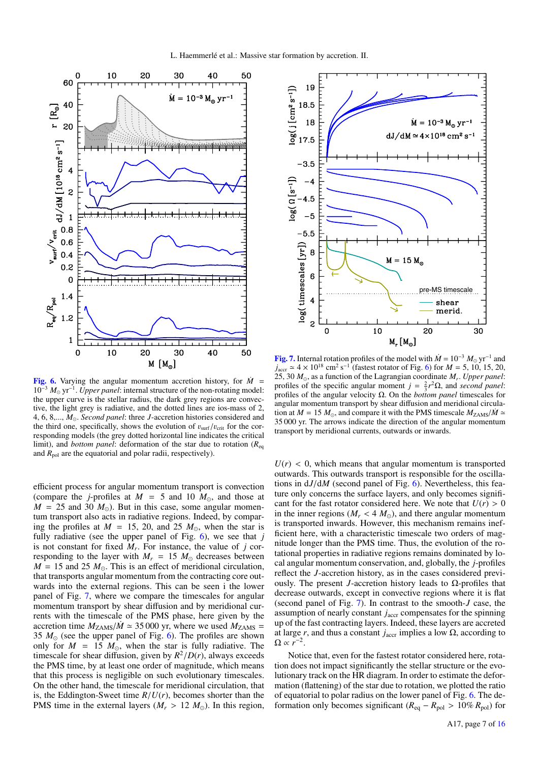Fig. 6. Varying the angular momentum accretion history, for $\dot{M} = 10^{-3}\,M_\odot\,\mathrm{yr}^{-1}$. *Upper panel*: internal structure of the non-rotating model: the upper curve is the stellar radius, the dark grey regions are convective, the light grey is radiative, and the dotted lines are ios-mass of 2, 4, 6, 8,..., $M_\odot$. *Second panel*: three $J$-accretion histories considered and the third one, specifically, shows the evolution of $v_{\rm surf}/v_{\rm crit}$ for the corresponding models (the grey dotted horizontal line indicates the critical limit), and *bottom panel*: deformation of the star due to rotation ($R_{\rm eq}$ and $R_{\rm pol}$ are the equatorial and polar radii, respectively).

Fig. 7. Internal rotation profiles of the model with $\dot{M} = 10^{-3}\,M_\odot\,\mathrm{yr}^{-1}$ and $j_{\rm accr} \simeq 4\times10^{18}\,\mathrm{cm^2\,s^{-1}}$ (fastest rotator of Fig. 6) for $M$ = 5, 10, 15, 20, 25, 30 $M_\odot$, as a function of the Lagrangian coordinate $M_r$. *Upper panel*: profiles of the specific angular moment $j = \frac{2}{3}r^2\Omega$, and *second panel*: profiles of the angular velocity $\Omega$. On the *bottom panel* timescales for angular momentum transport by shear diffusion and meridional circulation at $M = 15\,M_\odot$, and compare it with the PMS timescale $M_{\rm ZAMS}/\dot{M} \simeq 35\,000$ yr. The arrows indicate the direction of the angular momentum transport by meridional currents, outwards or inwards.

efficient process for angular momentum transport is convection (compare the $j$-profiles at $M$ = 5 and 10 $M_\odot$, and those at $M$ = 25 and 30 $M_\odot$). But in this case, some angular momentum transport also acts in radiative regions. Indeed, by comparing the profiles at $M$ = 15, 20, and 25 $M_\odot$, when the star is fully radiative (see the upper panel of Fig. 6), we see that $j$ is not constant for fixed $M_r$. For instance, the value of $j$ corresponding to the layer with $M_r$ = 15 $M_\odot$ decreases between $M$ = 15 and 25 $M_\odot$. This is an effect of meridional circulation, that transports angular momentum from the contracting core outwards into the external regions. This can be seen i the lower panel of Fig. 7, where we compare the timescales for angular momentum transport by shear diffusion and by meridional currents with the timescale of the PMS phase, here given by the accretion time $M_{\rm ZAMS}/\dot{M} \simeq 35\,000$ yr, where we used $M_{\rm ZAMS}$ = 35 $M_\odot$ (see the upper panel of Fig. 6). The profiles are shown only for $M$ = 15 $M_\odot$, when the star is fully radiative. The timescale for shear diffusion, given by $R^2/D(r)$, always exceeds the PMS time, by at least one order of magnitude, which means that this process is negligible on such evolutionary timescales. On the other hand, the timescale for meridional circulation, that is, the Eddington-Sweet time $R/U(r)$, becomes shorter than the PMS time in the external layers ($M_r$ > 12 $M_\odot$). In this region, $U(r) < 0$, which means that angular momentum is transported outwards. This outwards transport is responsible for the oscillations in $\mathrm{d}J/\mathrm{d}M$ (second panel of Fig. 6). Nevertheless, this feature only concerns the surface layers, and only becomes significant for the fast rotator considered here. We note that $U(r) > 0$ in the inner regions ($M_r$ < 4 $M_\odot$), and there angular momentum is transported inwards. However, this mechanism remains inefficient here, with a characteristic timescale two orders of magnitude longer than the PMS time. Thus, the evolution of the rotational properties in radiative regions remains dominated by local angular momentum conservation, and, globally, the $j$-profiles reflect the $J$-accretion history, as in the cases considered previously. The present $J$-accretion history leads to $\Omega$-profiles that decrease outwards, except in convective regions where it is flat (second panel of Fig. 7). In contrast to the smooth-$J$ case, the assumption of nearly constant $j_{\rm accr}$ compensates for the spinning up of the fast contracting layers. Indeed, these layers are accreted at large $r$, and thus a constant $j_{\rm accr}$ implies a low $\Omega$, according to $\Omega \propto r^{-2}$.

Notice that, even for the fastest rotator considered here, rotation does not impact significantly the stellar structure or the evolutionary track on the HR diagram. In order to estimate the deformation (flattening) of the star due to rotation, we plotted the ratio of equatorial to polar radius on the lower panel of Fig. 6. The deformation only becomes significant ($R_{\rm eq} - R_{\rm pol} > 10\%\,R_{\rm pol}$) for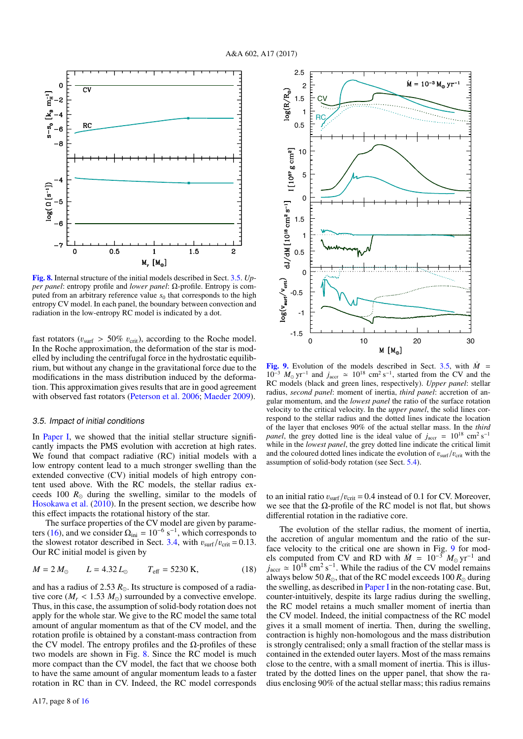**Fig. 8.** Internal structure of the initial models described in Sect. 3.5. *Upper panel*: entropy profile and *lower panel*: Ω-profile. Entropy is computed from an arbitrary reference value $s_0$ that corresponds to the high entropy CV model. In each panel, the boundary between convection and radiation in the low-entropy RC model is indicated by a dot.

**Fig. 9.** Evolution of the models described in Sect. 3.5, with $\dot{M} = 10^{-3}$ $M_\odot$ yr$^{-1}$ and $j_{\rm accr} \simeq 10^{18}$ cm$^2$ s$^{-1}$, started from the CV and the RC models (black and green lines, respectively). *Upper panel*: stellar radius, *second panel*: moment of inertia, *third panel*: accretion of angular momentum, and the *lowest panel* the ratio of the surface rotation velocity to the critical velocity. In the *upper panel*, the solid lines correspond to the stellar radius and the dotted lines indicate the location of the layer that encloses 90% of the actual stellar mass. In the *third panel*, the grey dotted line is the ideal value of $j_{\rm accr} = 10^{18}$ cm$^2$ s$^{-1}$ while in the *lowest panel*, the grey dotted line indicate the critical limit and the coloured dotted lines indicate the evolution of $v_{\rm surf}/v_{\rm crit}$ with the assumption of solid-body rotation (see Sect. 5.4).

fast rotators ($v_{\rm surf} > 50\%$ $v_{\rm crit}$), according to the Roche model. In the Roche approximation, the deformation of the star is modelled by including the centrifugal force in the hydrostatic equilibrium, but without any change in the gravitational force due to the modifications in the mass distribution induced by the deformation. This approximation gives results that are in good agreement with observed fast rotators (Peterson et al. 2006; Maeder 2009).

### 3.5. Impact of initial conditions

In Paper I, we showed that the initial stellar structure significantly impacts the PMS evolution with accretion at high rates. We found that compact radiative (RC) initial models with a low entropy content lead to a much stronger swelling than the extended convective (CV) initial models of high entropy content used above. With the RC models, the stellar radius exceeds 100 $R_\odot$ during the swelling, similar to the models of Hosokawa et al. (2010). In the present section, we describe how this effect impacts the rotational history of the star.

The surface properties of the CV model are given by parameters (16), and we consider $\Omega_{\rm ini} = 10^{-6}$ s$^{-1}$, which corresponds to the slower rotator described in Sect. 3.4, with $v_{\rm surf}/v_{\rm crit} = 0.13$. Our RC initial model is given by

$$M = 2\,M_\odot \qquad L = 4.32\,L_\odot \qquad T_{\rm eff} = 5230\ {\rm K}, \tag{18}$$

and has a radius of 2.53 $R_\odot$. Its structure is composed of a radiative core ($M_r < 1.53$ $M_\odot$) surrounded by a convective envelope. Thus, in this case, the assumption of solid-body rotation does not apply for the whole star. We give to the RC model the same total amount of angular momentum as that of the CV model, and the rotation profile is obtained by a constant-mass contraction from the CV model. The entropy profiles and the Ω-profiles of these two models are shown in Fig. 8. Since the RC model is much more compact than the CV model, the fact that we choose both to have the same amount of angular momentum leads to a faster rotation in RC than in CV. Indeed, the RC model corresponds to an initial ratio $v_{\rm surf}/v_{\rm crit} = 0.4$ instead of 0.1 for CV. Moreover, we see that the Ω-profile of the RC model is not flat, but shows differential rotation in the radiative core.

The evolution of the stellar radius, the moment of inertia, the accretion of angular momentum and the ratio of the surface velocity to the critical one are shown in Fig. 9 for models computed from CV and RD with $\dot{M} = 10^{-3}$ $M_\odot$ yr$^{-1}$ and $j_{\rm accr} \simeq 10^{18}$ cm$^2$ s$^{-1}$. While the radius of the CV model remains always below 50 $R_\odot$, that of the RC model exceeds 100 $R_\odot$ during the swelling, as described in Paper I in the non-rotating case. But, counter-intuitively, despite its large radius during the swelling, the RC model retains a much smaller moment of inertia than the CV model. Indeed, the initial compactness of the RC model gives it a small moment of inertia. Then, during the swelling, contraction is highly non-homologous and the mass distribution is strongly centralised; only a small fraction of the stellar mass is contained in the extended outer layers. Most of the mass remains close to the centre, with a small moment of inertia. This is illustrated by the dotted lines on the upper panel, that show the radius enclosing 90% of the actual stellar mass; this radius remains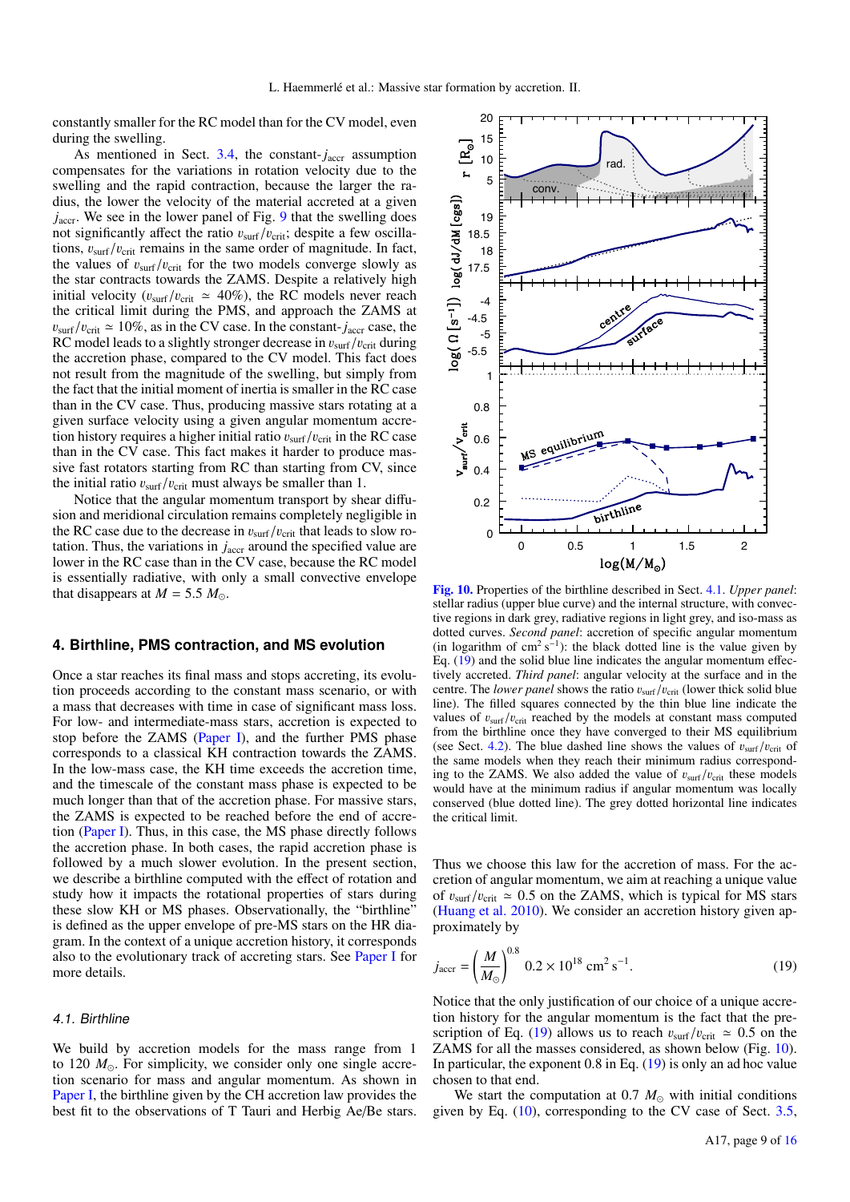constantly smaller for the RC model than for the CV model, even during the swelling.

As mentioned in Sect. 3.4, the constant-$j_{\rm accr}$ assumption compensates for the variations in rotation velocity due to the swelling and the rapid contraction, because the larger the radius, the lower the velocity of the material accreted at a given $j_{\rm accr}$. We see in the lower panel of Fig. 9 that the swelling does not significantly affect the ratio $\upsilon_{\rm surf}/\upsilon_{\rm crit}$; despite a few oscillations, $\upsilon_{\rm surf}/\upsilon_{\rm crit}$ remains in the same order of magnitude. In fact, the values of $\upsilon_{\rm surf}/\upsilon_{\rm crit}$ for the two models converge slowly as the star contracts towards the ZAMS. Despite a relatively high initial velocity ($\upsilon_{\rm surf}/\upsilon_{\rm crit} \simeq 40\%$), the RC models never reach the critical limit during the PMS, and approach the ZAMS at $\upsilon_{\rm surf}/\upsilon_{\rm crit} \simeq 10\%$, as in the CV case. In the constant-$j_{\rm accr}$ case, the RC model leads to a slightly stronger decrease in $\upsilon_{\rm surf}/\upsilon_{\rm crit}$ during the accretion phase, compared to the CV model. This fact does not result from the magnitude of the swelling, but simply from the fact that the initial moment of inertia is smaller in the RC case than in the CV case. Thus, producing massive stars rotating at a given surface velocity using a given angular momentum accretion history requires a higher initial ratio $\upsilon_{\rm surf}/\upsilon_{\rm crit}$ in the RC case than in the CV case. This fact makes it harder to produce massive fast rotators starting from RC than starting from CV, since the initial ratio $\upsilon_{\rm surf}/\upsilon_{\rm crit}$ must always be smaller than 1.

Notice that the angular momentum transport by shear diffusion and meridional circulation remains completely negligible in the RC case due to the decrease in $\upsilon_{\rm surf}/\upsilon_{\rm crit}$ that leads to slow rotation. Thus, the variations in $j_{\rm accr}$ around the specified value are lower in the RC case than in the CV case, because the RC model is essentially radiative, with only a small convective envelope that disappears at $M = 5.5\ M_\odot$.

## 4. Birthline, PMS contraction, and MS evolution

Once a star reaches its final mass and stops accreting, its evolution proceeds according to the constant mass scenario, or with a mass that decreases with time in case of significant mass loss. For low- and intermediate-mass stars, accretion is expected to stop before the ZAMS (Paper I), and the further PMS phase corresponds to a classical KH contraction towards the ZAMS. In the low-mass case, the KH time exceeds the accretion time, and the timescale of the constant mass phase is expected to be much longer than that of the accretion phase. For massive stars, the ZAMS is expected to be reached before the end of accretion (Paper I). Thus, in this case, the MS phase directly follows the accretion phase. In both cases, the rapid accretion phase is followed by a much slower evolution. In the present section, we describe a birthline computed with the effect of rotation and study how it impacts the rotational properties of stars during these slow KH or MS phases. Observationally, the "birthline" is defined as the upper envelope of pre-MS stars on the HR diagram. In the context of a unique accretion history, it corresponds also to the evolutionary track of accreting stars. See Paper I for more details.

### 4.1. Birthline

We build by accretion models for the mass range from 1 to 120 $M_\odot$. For simplicity, we consider only one single accretion scenario for mass and angular momentum. As shown in Paper I, the birthline given by the CH accretion law provides the best fit to the observations of T Tauri and Herbig Ae/Be stars.

**Fig. 10.** Properties of the birthline described in Sect. 4.1. *Upper panel*: stellar radius (upper blue curve) and the internal structure, with convective regions in dark grey, radiative regions in light grey, and iso-mass as dotted curves. *Second panel*: accretion of specific angular momentum (in logarithm of cm$^2$ s$^{-1}$): the black dotted line is the value given by Eq. (19) and the solid blue line indicates the angular momentum effectively accreted. *Third panel*: angular velocity at the surface and in the centre. The *lower panel* shows the ratio $\upsilon_{\rm surf}/\upsilon_{\rm crit}$ (lower thick solid blue line). The filled squares connected by the thin blue line indicate the values of $\upsilon_{\rm surf}/\upsilon_{\rm crit}$ reached by the models at constant mass computed from the birthline once they have converged to their MS equilibrium (see Sect. 4.2). The blue dashed line shows the values of $\upsilon_{\rm surf}/\upsilon_{\rm crit}$ of the same models when they reach their minimum radius corresponding to the ZAMS. We also added the value of $\upsilon_{\rm surf}/\upsilon_{\rm crit}$ these models would have at the minimum radius if angular momentum was locally conserved (blue dotted line). The grey dotted horizontal line indicates the critical limit.

Thus we choose this law for the accretion of mass. For the accretion of angular momentum, we aim at reaching a unique value of $\upsilon_{\rm surf}/\upsilon_{\rm crit} \simeq 0.5$ on the ZAMS, which is typical for MS stars (Huang et al. 2010). We consider an accretion history given approximately by

$$j_{\rm accr} = \left(\frac{M}{M_\odot}\right)^{0.8} 0.2 \times 10^{18}\ {\rm cm}^2\ {\rm s}^{-1}. \tag{19}$$

Notice that the only justification of our choice of a unique accretion history for the angular momentum is the fact that the prescription of Eq. (19) allows us to reach $\upsilon_{\rm surf}/\upsilon_{\rm crit} \simeq 0.5$ on the ZAMS for all the masses considered, as shown below (Fig. 10). In particular, the exponent 0.8 in Eq. (19) is only an ad hoc value chosen to that end.

We start the computation at 0.7 $M_\odot$ with initial conditions given by Eq. (10), corresponding to the CV case of Sect. 3.5,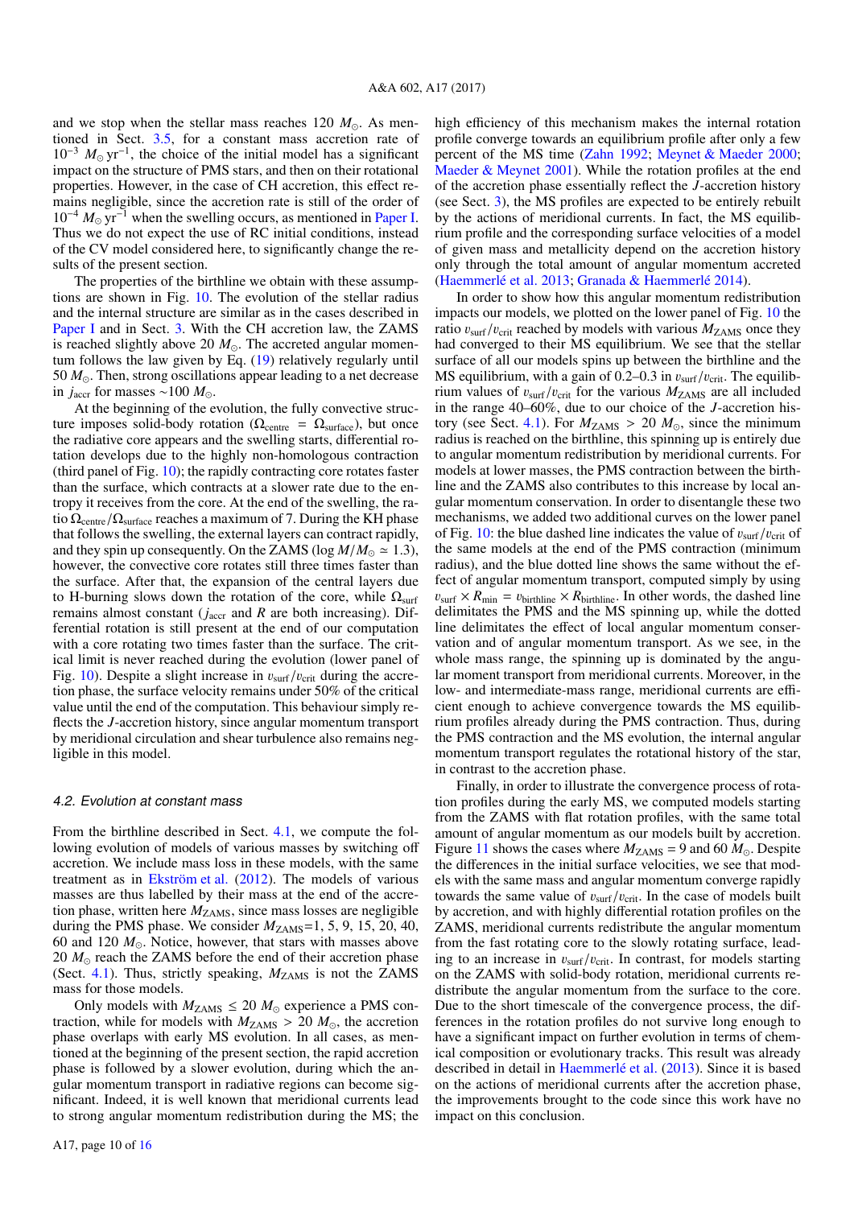and we stop when the stellar mass reaches 120 $M_{\odot}$. As mentioned in Sect. 3.5, for a constant mass accretion rate of $10^{-3}$ $M_{\odot}$ yr$^{-1}$, the choice of the initial model has a significant impact on the structure of PMS stars, and then on their rotational properties. However, in the case of CH accretion, this effect remains negligible, since the accretion rate is still of the order of $10^{-4}$ $M_{\odot}$ yr$^{-1}$ when the swelling occurs, as mentioned in Paper I. Thus we do not expect the use of RC initial conditions, instead of the CV model considered here, to significantly change the results of the present section.

The properties of the birthline we obtain with these assumptions are shown in Fig. 10. The evolution of the stellar radius and the internal structure are similar as in the cases described in Paper I and in Sect. 3. With the CH accretion law, the ZAMS is reached slightly above 20 $M_{\odot}$. The accreted angular momentum follows the law given by Eq. (19) relatively regularly until 50 $M_{\odot}$. Then, strong oscillations appear leading to a net decrease in $j_{\rm accr}$ for masses ~100 $M_{\odot}$.

At the beginning of the evolution, the fully convective structure imposes solid-body rotation ($\Omega_{\rm centre} = \Omega_{\rm surface}$), but once the radiative core appears and the swelling starts, differential rotation develops due to the highly non-homologous contraction (third panel of Fig. 10); the rapidly contracting core rotates faster than the surface, which contracts at a slower rate due to the entropy it receives from the core. At the end of the swelling, the ratio $\Omega_{\rm centre}/\Omega_{\rm surface}$ reaches a maximum of 7. During the KH phase that follows the swelling, the external layers can contract rapidly, and they spin up consequently. On the ZAMS ($\log M/M_{\odot} \simeq 1.3$), however, the convective core rotates still three times faster than the surface. After that, the expansion of the central layers due to H-burning slows down the rotation of the core, while $\Omega_{\rm surf}$ remains almost constant ($j_{\rm accr}$ and $R$ are both increasing). Differential rotation is still present at the end of our computation with a core rotating two times faster than the surface. The critical limit is never reached during the evolution (lower panel of Fig. 10). Despite a slight increase in $\upsilon_{\rm surf}/\upsilon_{\rm crit}$ during the accretion phase, the surface velocity remains under 50% of the critical value until the end of the computation. This behaviour simply reflects the $J$-accretion history, since angular momentum transport by meridional circulation and shear turbulence also remains negligible in this model.

### 4.2. Evolution at constant mass

From the birthline described in Sect. 4.1, we compute the following evolution of models of various masses by switching off accretion. We include mass loss in these models, with the same treatment as in Ekström et al. (2012). The models of various masses are thus labelled by their mass at the end of the accretion phase, written here $M_{\rm ZAMS}$, since mass losses are negligible during the PMS phase. We consider $M_{\rm ZAMS}$=1, 5, 9, 15, 20, 40, 60 and 120 $M_{\odot}$. Notice, however, that stars with masses above 20 $M_{\odot}$ reach the ZAMS before the end of their accretion phase (Sect. 4.1). Thus, strictly speaking, $M_{\rm ZAMS}$ is not the ZAMS mass for those models.

Only models with $M_{\rm ZAMS} \leq 20$ $M_{\odot}$ experience a PMS contraction, while for models with $M_{\rm ZAMS} > 20$ $M_{\odot}$, the accretion phase overlaps with early MS evolution. In all cases, as mentioned at the beginning of the present section, the rapid accretion phase is followed by a slower evolution, during which the angular momentum transport in radiative regions can become significant. Indeed, it is well known that meridional currents lead to strong angular momentum redistribution during the MS; the high efficiency of this mechanism makes the internal rotation profile converge towards an equilibrium profile after only a few percent of the MS time (Zahn 1992; Meynet & Maeder 2000; Maeder & Meynet 2001). While the rotation profiles at the end of the accretion phase essentially reflect the $J$-accretion history (see Sect. 3), the MS profiles are expected to be entirely rebuilt by the actions of meridional currents. In fact, the MS equilibrium profile and the corresponding surface velocities of a model of given mass and metallicity depend on the accretion history only through the total amount of angular momentum accreted (Haemmerlé et al. 2013; Granada & Haemmerlé 2014).

In order to show how this angular momentum redistribution impacts our models, we plotted on the lower panel of Fig. 10 the ratio $\upsilon_{\rm surf}/\upsilon_{\rm crit}$ reached by models with various $M_{\rm ZAMS}$ once they had converged to their MS equilibrium. We see that the stellar surface of all our models spins up between the birthline and the MS equilibrium, with a gain of 0.2–0.3 in $\upsilon_{\rm surf}/\upsilon_{\rm crit}$. The equilibrium values of $\upsilon_{\rm surf}/\upsilon_{\rm crit}$ for the various $M_{\rm ZAMS}$ are all included in the range 40–60%, due to our choice of the $J$-accretion history (see Sect. 4.1). For $M_{\rm ZAMS} > 20$ $M_{\odot}$, since the minimum radius is reached on the birthline, this spinning up is entirely due to angular momentum redistribution by meridional currents. For models at lower masses, the PMS contraction between the birthline and the ZAMS also contributes to this increase by local angular momentum conservation. In order to disentangle these two mechanisms, we added two additional curves on the lower panel of Fig. 10: the blue dashed line indicates the value of $\upsilon_{\rm surf}/\upsilon_{\rm crit}$ of the same models at the end of the PMS contraction (minimum radius), and the blue dotted line shows the same without the effect of angular momentum transport, computed simply by using $\upsilon_{\rm surf} \times R_{\rm min} = \upsilon_{\rm birthline} \times R_{\rm birthline}$. In other words, the dashed line delimitates the PMS and the MS spinning up, while the dotted line delimitates the effect of local angular momentum conservation and of angular momentum transport. As we see, in the whole mass range, the spinning up is dominated by the angular moment transport from meridional currents. Moreover, in the low- and intermediate-mass range, meridional currents are efficient enough to achieve convergence towards the MS equilibrium profiles already during the PMS contraction. Thus, during the PMS contraction and the MS evolution, the internal angular momentum transport regulates the rotational history of the star, in contrast to the accretion phase.

Finally, in order to illustrate the convergence process of rotation profiles during the early MS, we computed models starting from the ZAMS with flat rotation profiles, with the same total amount of angular momentum as our models built by accretion. Figure 11 shows the cases where $M_{\rm ZAMS} = 9$ and 60 $M_{\odot}$. Despite the differences in the initial surface velocities, we see that models with the same mass and angular momentum converge rapidly towards the same value of $\upsilon_{\rm surf}/\upsilon_{\rm crit}$. In the case of models built by accretion, and with highly differential rotation profiles on the ZAMS, meridional currents redistribute the angular momentum from the fast rotating core to the slowly rotating surface, leading to an increase in $\upsilon_{\rm surf}/\upsilon_{\rm crit}$. In contrast, for models starting on the ZAMS with solid-body rotation, meridional currents redistribute the angular momentum from the surface to the core. Due to the short timescale of the convergence process, the differences in the rotation profiles do not survive long enough to have a significant impact on further evolution in terms of chemical composition or evolutionary tracks. This result was already described in detail in Haemmerlé et al. (2013). Since it is based on the actions of meridional currents after the accretion phase, the improvements brought to the code since this work have no impact on this conclusion.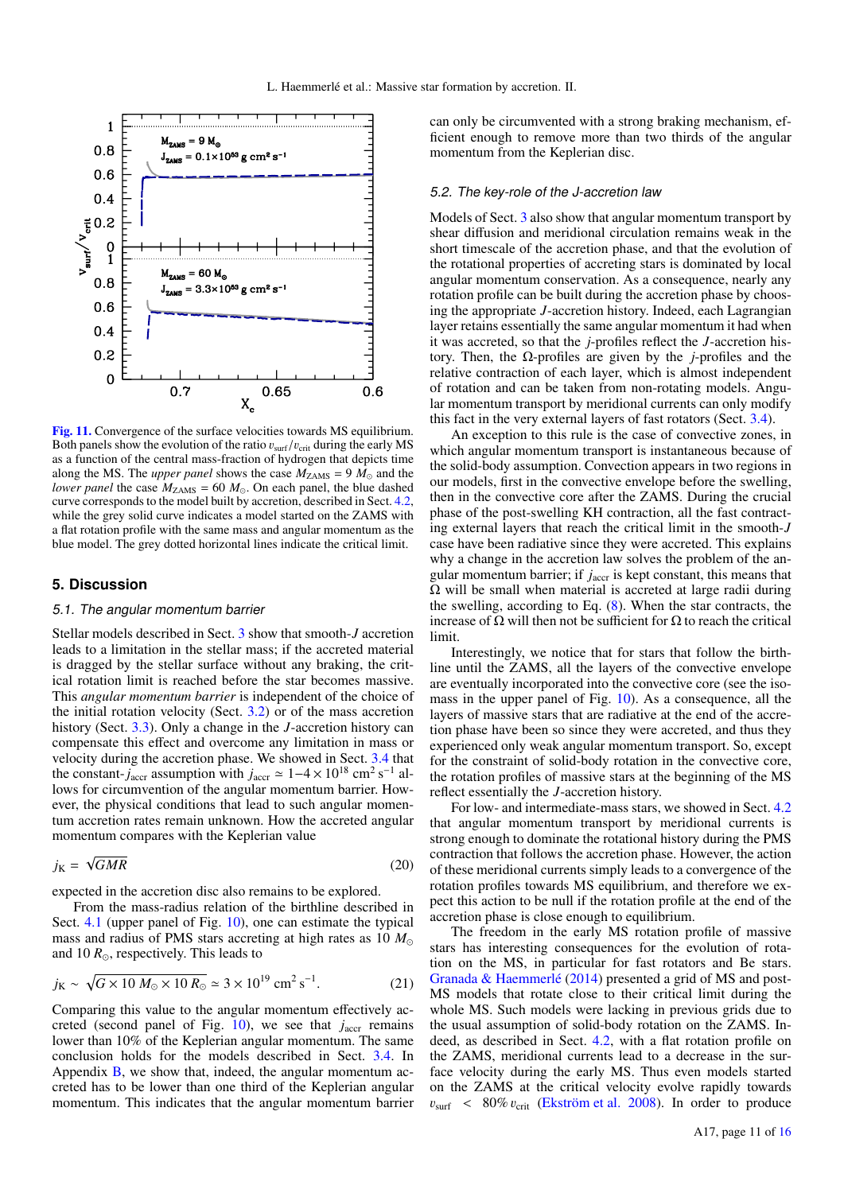Fig. 11. Convergence of the surface velocities towards MS equilibrium. Both panels show the evolution of the ratio $v_{\rm surf}/v_{\rm crit}$ during the early MS as a function of the central mass-fraction of hydrogen that depicts time along the MS. The *upper panel* shows the case $M_{\rm ZAMS} = 9\ M_\odot$ and the *lower panel* the case $M_{\rm ZAMS} = 60\ M_\odot$. On each panel, the blue dashed curve corresponds to the model built by accretion, described in Sect. 4.2, while the grey solid curve indicates a model started on the ZAMS with a flat rotation profile with the same mass and angular momentum as the blue model. The grey dotted horizontal lines indicate the critical limit.

## 5. Discussion

### 5.1. The angular momentum barrier

Stellar models described in Sect. 3 show that smooth-$J$ accretion leads to a limitation in the stellar mass; if the accreted material is dragged by the stellar surface without any braking, the critical rotation limit is reached before the star becomes massive. This *angular momentum barrier* is independent of the choice of the initial rotation velocity (Sect. 3.2) or of the mass accretion history (Sect. 3.3). Only a change in the $J$-accretion history can compensate this effect and overcome any limitation in mass or velocity during the accretion phase. We showed in Sect. 3.4 that the constant-$j_{\rm accr}$ assumption with $j_{\rm accr} \simeq 1{-}4\times10^{18}$ cm$^2$ s$^{-1}$ allows for circumvention of the angular momentum barrier. However, the physical conditions that lead to such angular momentum accretion rates remain unknown. How the accreted angular momentum compares with the Keplerian value

$$j_{\rm K} = \sqrt{GMR} \tag{20}$$

expected in the accretion disc also remains to be explored.

From the mass-radius relation of the birthline described in Sect. 4.1 (upper panel of Fig. 10), one can estimate the typical mass and radius of PMS stars accreting at high rates as 10 $M_\odot$ and 10 $R_\odot$, respectively. This leads to

$$j_{\rm K} \sim \sqrt{G\times10\ M_\odot\times10\ R_\odot} \simeq 3\times10^{19}\ {\rm cm}^2\ {\rm s}^{-1}. \tag{21}$$

Comparing this value to the angular momentum effectively accreted (second panel of Fig. 10), we see that $j_{\rm accr}$ remains lower than 10% of the Keplerian angular momentum. The same conclusion holds for the models described in Sect. 3.4. In Appendix B, we show that, indeed, the angular momentum accreted has to be lower than one third of the Keplerian angular momentum. This indicates that the angular momentum barrier can only be circumvented with a strong braking mechanism, efficient enough to remove more than two thirds of the angular momentum from the Keplerian disc.

### 5.2. The key-role of the J-accretion law

Models of Sect. 3 also show that angular momentum transport by shear diffusion and meridional circulation remains weak in the short timescale of the accretion phase, and that the evolution of the rotational properties of accreting stars is dominated by local angular momentum conservation. As a consequence, nearly any rotation profile can be built during the accretion phase by choosing the appropriate $J$-accretion history. Indeed, each Lagrangian layer retains essentially the same angular momentum it had when it was accreted, so that the $j$-profiles reflect the $J$-accretion history. Then, the $\Omega$-profiles are given by the $j$-profiles and the relative contraction of each layer, which is almost independent of rotation and can be taken from non-rotating models. Angular momentum transport by meridional currents can only modify this fact in the very external layers of fast rotators (Sect. 3.4).

An exception to this rule is the case of convective zones, in which angular momentum transport is instantaneous because of the solid-body assumption. Convection appears in two regions in our models, first in the convective envelope before the swelling, then in the convective core after the ZAMS. During the crucial phase of the post-swelling KH contraction, all the fast contracting external layers that reach the critical limit in the smooth-$J$ case have been radiative since they were accreted. This explains why a change in the accretion law solves the problem of the angular momentum barrier; if $j_{\rm accr}$ is kept constant, this means that $\Omega$ will be small when material is accreted at large radii during the swelling, according to Eq. (8). When the star contracts, the increase of $\Omega$ will then not be sufficient for $\Omega$ to reach the critical limit.

Interestingly, we notice that for stars that follow the birthline until the ZAMS, all the layers of the convective envelope are eventually incorporated into the convective core (see the isomass in the upper panel of Fig. 10). As a consequence, all the layers of massive stars that are radiative at the end of the accretion phase have been so since they were accreted, and thus they experienced only weak angular momentum transport. So, except for the constraint of solid-body rotation in the convective core, the rotation profiles of massive stars at the beginning of the MS reflect essentially the $J$-accretion history.

For low- and intermediate-mass stars, we showed in Sect. 4.2 that angular momentum transport by meridional currents is strong enough to dominate the rotational history during the PMS contraction that follows the accretion phase. However, the action of these meridional currents simply leads to a convergence of the rotation profiles towards MS equilibrium, and therefore we expect this action to be null if the rotation profile at the end of the accretion phase is close enough to equilibrium.

The freedom in the early MS rotation profile of massive stars has interesting consequences for the evolution of rotation on the MS, in particular for fast rotators and Be stars. Granada & Haemmerlé (2014) presented a grid of MS and post-MS models that rotate close to their critical limit during the whole MS. Such models were lacking in previous grids due to the usual assumption of solid-body rotation on the ZAMS. Indeed, as described in Sect. 4.2, with a flat rotation profile on the ZAMS, meridional currents lead to a decrease in the surface velocity during the early MS. Thus even models started on the ZAMS at the critical velocity evolve rapidly towards $v_{\rm surf} < 80\%\ v_{\rm crit}$ (Ekström et al. 2008). In order to produce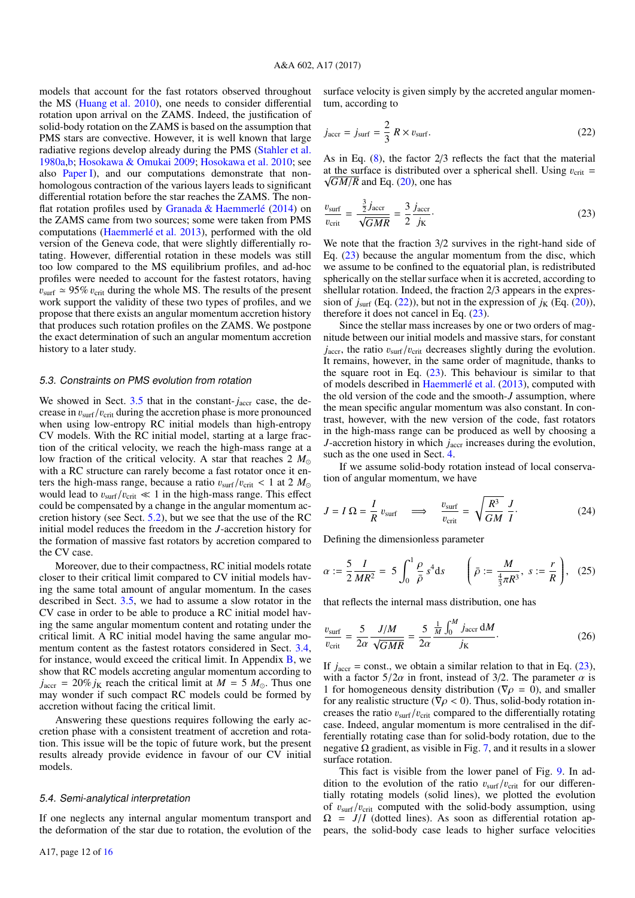models that account for the fast rotators observed throughout the MS (Huang et al. 2010), one needs to consider differential rotation upon arrival on the ZAMS. Indeed, the justification of solid-body rotation on the ZAMS is based on the assumption that PMS stars are convective. However, it is well known that large radiative regions develop already during the PMS (Stahler et al. 1980a,b; Hosokawa & Omukai 2009; Hosokawa et al. 2010; see also Paper I), and our computations demonstrate that non-homologous contraction of the various layers leads to significant differential rotation before the star reaches the ZAMS. The non-flat rotation profiles used by Granada & Haemmerlé (2014) on the ZAMS came from two sources; some were taken from PMS computations (Haemmerlé et al. 2013), performed with the old version of the Geneva code, that were slightly differentially rotating. However, differential rotation in these models was still too low compared to the MS equilibrium profiles, and ad-hoc profiles were needed to account for the fastest rotators, having $\upsilon_{\rm surf} \simeq 95\%\, \upsilon_{\rm crit}$ during the whole MS. The results of the present work support the validity of these two types of profiles, and we propose that there exists an angular momentum accretion history that produces such rotation profiles on the ZAMS. We postpone the exact determination of such an angular momentum accretion history to a later study.

### 5.3. Constraints on PMS evolution from rotation

We showed in Sect. 3.5 that in the constant-$j_{\rm accr}$ case, the decrease in $\upsilon_{\rm surf}/\upsilon_{\rm crit}$ during the accretion phase is more pronounced when using low-entropy RC initial models than high-entropy CV models. With the RC initial model, starting at a large fraction of the critical velocity, we reach the high-mass range at a low fraction of the critical velocity. A star that reaches 2 $M_\odot$ with a RC structure can rarely become a fast rotator once it enters the high-mass range, because a ratio $\upsilon_{\rm surf}/\upsilon_{\rm crit} < 1$ at 2 $M_\odot$ would lead to $\upsilon_{\rm surf}/\upsilon_{\rm crit} \ll 1$ in the high-mass range. This effect could be compensated by a change in the angular momentum accretion history (see Sect. 5.2), but we see that the use of the RC initial model reduces the freedom in the $J$-accretion history for the formation of massive fast rotators by accretion compared to the CV case.

Moreover, due to their compactness, RC initial models rotate closer to their critical limit compared to CV initial models having the same total amount of angular momentum. In the cases described in Sect. 3.5, we had to assume a slow rotator in the CV case in order to be able to produce a RC initial model having the same angular momentum content and rotating under the critical limit. A RC initial model having the same angular momentum content as the fastest rotators considered in Sect. 3.4, for instance, would exceed the critical limit. In Appendix B, we show that RC models accreting angular momentum according to $j_{\rm accr} = 20\%\, j_{\rm K}$ reach the critical limit at $M = 5\ M_\odot$. Thus one may wonder if such compact RC models could be formed by accretion without facing the critical limit.

Answering these questions requires following the early accretion phase with a consistent treatment of accretion and rotation. This issue will be the topic of future work, but the present results already provide evidence in favour of our CV initial models.

### 5.4. Semi-analytical interpretation

If one neglects any internal angular momentum transport and the deformation of the star due to rotation, the evolution of the surface velocity is given simply by the accreted angular momentum, according to

$$j_{\rm accr} = j_{\rm surf} = \frac{2}{3}\, R \times \upsilon_{\rm surf}. \tag{22}$$

As in Eq. (8), the factor 2/3 reflects the fact that the material at the surface is distributed over a spherical shell. Using $\upsilon_{\rm crit} = \sqrt{GM/R}$ and Eq. (20), one has

$$\frac{\upsilon_{\rm surf}}{\upsilon_{\rm crit}} = \frac{\frac{3}{2} j_{\rm accr}}{\sqrt{GMR}} = \frac{3}{2}\,\frac{j_{\rm accr}}{j_{\rm K}}. \tag{23}$$

We note that the fraction 3/2 survives in the right-hand side of Eq. (23) because the angular momentum from the disc, which we assume to be confined to the equatorial plan, is redistributed spherically on the stellar surface when it is accreted, according to shellular rotation. Indeed, the fraction 2/3 appears in the expression of $j_{\rm surf}$ (Eq. (22)), but not in the expression of $j_{\rm K}$ (Eq. (20)), therefore it does not cancel in Eq. (23).

Since the stellar mass increases by one or two orders of magnitude between our initial models and massive stars, for constant $j_{\rm accr}$, the ratio $\upsilon_{\rm surf}/\upsilon_{\rm crit}$ decreases slightly during the evolution. It remains, however, in the same order of magnitude, thanks to the square root in Eq. (23). This behaviour is similar to that of models described in Haemmerlé et al. (2013), computed with the old version of the code and the smooth-$J$ assumption, where the mean specific angular momentum was also constant. In contrast, however, with the new version of the code, fast rotators in the high-mass range can be produced as well by choosing a $J$-accretion history in which $j_{\rm accr}$ increases during the evolution, such as the one used in Sect. 4.

If we assume solid-body rotation instead of local conservation of angular momentum, we have

$$J = I\,\Omega = \frac{I}{R}\,\upsilon_{\rm surf} \quad \Longrightarrow \quad \frac{\upsilon_{\rm surf}}{\upsilon_{\rm crit}} = \sqrt{\frac{R^3}{GM}}\,\frac{J}{I}. \tag{24}$$

Defining the dimensionless parameter

$$\alpha := \frac{5}{2}\,\frac{I}{MR^2} = 5\int_0^1 \frac{\rho}{\bar\rho}\, s^4 {\rm d}s \qquad \left(\bar\rho := \frac{M}{\frac{4}{3}\pi R^3},\ s := \frac{r}{R}\right), \tag{25}$$

that reflects the internal mass distribution, one has

$$\frac{\upsilon_{\rm surf}}{\upsilon_{\rm crit}} = \frac{5}{2\alpha}\,\frac{J/M}{\sqrt{GMR}} = \frac{5}{2\alpha}\,\frac{\frac{1}{M}\int_0^M j_{\rm accr}\,{\rm d}M}{j_{\rm K}}. \tag{26}$$

If $j_{\rm accr}$ = const., we obtain a similar relation to that in Eq. (23), with a factor $5/2\alpha$ in front, instead of 3/2. The parameter $\alpha$ is 1 for homogeneous density distribution ($\nabla\rho = 0$), and smaller for any realistic structure ($\nabla\rho < 0$). Thus, solid-body rotation increases the ratio $\upsilon_{\rm surf}/\upsilon_{\rm crit}$ compared to the differentially rotating case. Indeed, angular momentum is more centralised in the differentially rotating case than for solid-body rotation, due to the negative $\Omega$ gradient, as visible in Fig. 7, and it results in a slower surface rotation.

This fact is visible from the lower panel of Fig. 9. In addition to the evolution of the ratio $\upsilon_{\rm surf}/\upsilon_{\rm crit}$ for our differentially rotating models (solid lines), we plotted the evolution of $\upsilon_{\rm surf}/\upsilon_{\rm crit}$ computed with the solid-body assumption, using $\Omega = J/I$ (dotted lines). As soon as differential rotation appears, the solid-body case leads to higher surface velocities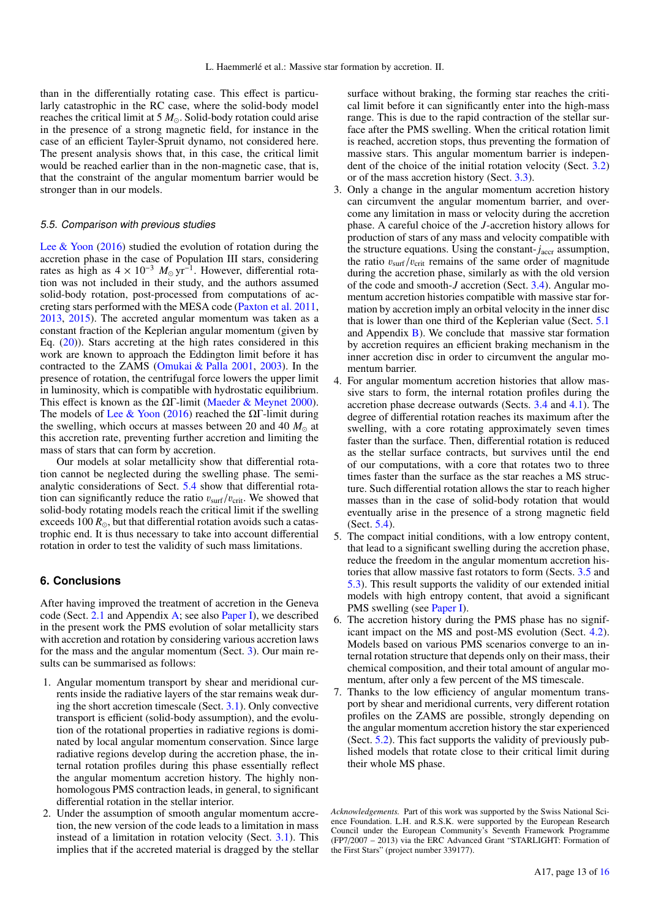than in the differentially rotating case. This effect is particularly catastrophic in the RC case, where the solid-body model reaches the critical limit at 5 $M_\odot$. Solid-body rotation could arise in the presence of a strong magnetic field, for instance in the case of an efficient Tayler-Spruit dynamo, not considered here. The present analysis shows that, in this case, the critical limit would be reached earlier than in the non-magnetic case, that is, that the constraint of the angular momentum barrier would be stronger than in our models.

### 5.5. Comparison with previous studies

Lee & Yoon (2016) studied the evolution of rotation during the accretion phase in the case of Population III stars, considering rates as high as $4 \times 10^{-3}$ $M_\odot\,\mathrm{yr}^{-1}$. However, differential rotation was not included in their study, and the authors assumed solid-body rotation, post-processed from computations of accreting stars performed with the MESA code (Paxton et al. 2011, 2013, 2015). The accreted angular momentum was taken as a constant fraction of the Keplerian angular momentum (given by Eq. (20)). Stars accreting at the high rates considered in this work are known to approach the Eddington limit before it has contracted to the ZAMS (Omukai & Palla 2001, 2003). In the presence of rotation, the centrifugal force lowers the upper limit in luminosity, which is compatible with hydrostatic equilibrium. This effect is known as the $\Omega\Gamma$-limit (Maeder & Meynet 2000). The models of Lee & Yoon (2016) reached the $\Omega\Gamma$-limit during the swelling, which occurs at masses between 20 and 40 $M_\odot$ at this accretion rate, preventing further accretion and limiting the mass of stars that can form by accretion.

Our models at solar metallicity show that differential rotation cannot be neglected during the swelling phase. The semi-analytic considerations of Sect. 5.4 show that differential rotation can significantly reduce the ratio $\upsilon_\mathrm{surf}/\upsilon_\mathrm{crit}$. We showed that solid-body rotating models reach the critical limit if the swelling exceeds 100 $R_\odot$, but that differential rotation avoids such a catastrophic end. It is thus necessary to take into account differential rotation in order to test the validity of such mass limitations.

## 6. Conclusions

After having improved the treatment of accretion in the Geneva code (Sect. 2.1 and Appendix A; see also Paper I), we described in the present work the PMS evolution of solar metallicity stars with accretion and rotation by considering various accretion laws for the mass and the angular momentum (Sect. 3). Our main results can be summarised as follows:

1. Angular momentum transport by shear and meridional currents inside the radiative layers of the star remains weak during the short accretion timescale (Sect. 3.1). Only convective transport is efficient (solid-body assumption), and the evolution of the rotational properties in radiative regions is dominated by local angular momentum conservation. Since large radiative regions develop during the accretion phase, the internal rotation profiles during this phase essentially reflect the angular momentum accretion history. The highly non-homologous PMS contraction leads, in general, to significant differential rotation in the stellar interior.
2. Under the assumption of smooth angular momentum accretion, the new version of the code leads to a limitation in mass instead of a limitation in rotation velocity (Sect. 3.1). This implies that if the accreted material is dragged by the stellar surface without braking, the forming star reaches the critical limit before it can significantly enter into the high-mass range. This is due to the rapid contraction of the stellar surface after the PMS swelling. When the critical rotation limit is reached, accretion stops, thus preventing the formation of massive stars. This angular momentum barrier is independent of the choice of the initial rotation velocity (Sect. 3.2) or of the mass accretion history (Sect. 3.3).
3. Only a change in the angular momentum accretion history can circumvent the angular momentum barrier, and overcome any limitation in mass or velocity during the accretion phase. A careful choice of the $J$-accretion history allows for production of stars of any mass and velocity compatible with the structure equations. Using the constant-$j_\mathrm{accr}$ assumption, the ratio $\upsilon_\mathrm{surf}/\upsilon_\mathrm{crit}$ remains of the same order of magnitude during the accretion phase, similarly as with the old version of the code and smooth-$J$ accretion (Sect. 3.4). Angular momentum accretion histories compatible with massive star formation by accretion imply an orbital velocity in the inner disc that is lower than one third of the Keplerian value (Sect. 5.1 and Appendix B). We conclude that massive star formation by accretion requires an efficient braking mechanism in the inner accretion disc in order to circumvent the angular momentum barrier.
4. For angular momentum accretion histories that allow massive stars to form, the internal rotation profiles during the accretion phase decrease outwards (Sects. 3.4 and 4.1). The degree of differential rotation reaches its maximum after the swelling, with a core rotating approximately seven times faster than the surface. Then, differential rotation is reduced as the stellar surface contracts, but survives until the end of our computations, with a core that rotates two to three times faster than the surface as the star reaches a MS structure. Such differential rotation allows the star to reach higher masses than in the case of solid-body rotation that would eventually arise in the presence of a strong magnetic field (Sect. 5.4).
5. The compact initial conditions, with a low entropy content, that lead to a significant swelling during the accretion phase, reduce the freedom in the angular momentum accretion histories that allow massive fast rotators to form (Sects. 3.5 and 5.3). This result supports the validity of our extended initial models with high entropy content, that avoid a significant PMS swelling (see Paper I).
6. The accretion history during the PMS phase has no significant impact on the MS and post-MS evolution (Sect. 4.2). Models based on various PMS scenarios converge to an internal rotation structure that depends only on their mass, their chemical composition, and their total amount of angular momentum, after only a few percent of the MS timescale.
7. Thanks to the low efficiency of angular momentum transport by shear and meridional currents, very different rotation profiles on the ZAMS are possible, strongly depending on the angular momentum accretion history the star experienced (Sect. 5.2). This fact supports the validity of previously published models that rotate close to their critical limit during their whole MS phase.

*Acknowledgements.* Part of this work was supported by the Swiss National Science Foundation. L.H. and R.S.K. were supported by the European Research Council under the European Community's Seventh Framework Programme (FP7/2007 – 2013) via the ERC Advanced Grant "STARLIGHT: Formation of the First Stars" (project number 339177).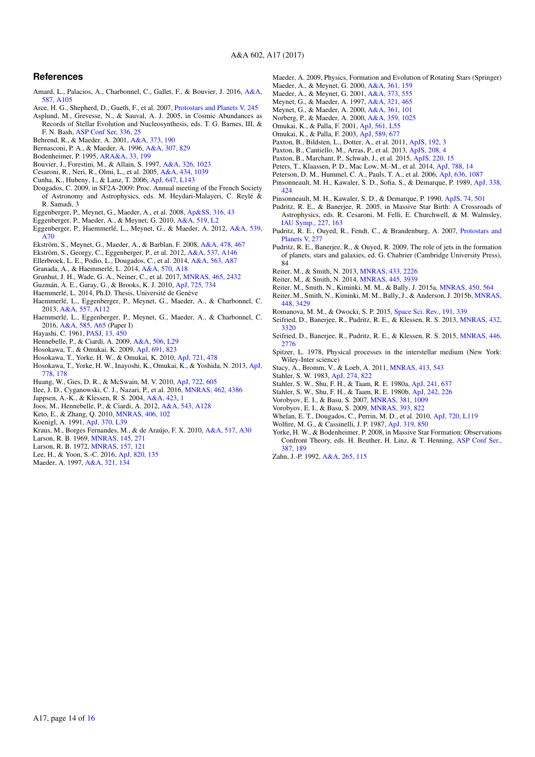## References

Amard, L., Palacios, A., Charbonnel, C., Gallet, F., & Bouvier, J. 2016, A&A, 587, A105

Arce, H. G., Shepherd, D., Gueth, F., et al. 2007, Protostars and Planets V, 245

Asplund, M., Grevesse, N., & Sauval, A. J. 2005, in Cosmic Abundances as Records of Stellar Evolution and Nucleosynthesis, eds. T. G. Barnes, III, & F. N. Bash, ASP Conf Ser, 336, 25

Behrend, R., & Maeder, A. 2001, A&A, 373, 190

Bernasconi, P. A., & Maeder, A. 1996, A&A, 307, 829

Bodenheimer, P. 1995, ARA&A, 33, 199

Bouvier, J., Forestini, M., & Allain, S. 1997, A&A, 326, 1023

Cesaroni, R., Neri, R., Olmi, L., et al. 2005, A&A, 434, 1039

Cunha, K., Hubeny, I., & Lanz, T. 2006, ApJ, 647, L143

Dougados, C. 2009, in SF2A-2009: Proc. Annual meeting of the French Society of Astronomy and Astrophysics, eds. M. Heydari-Malayeri, C. Reylé & R. Samadi, 3

Eggenberger, P., Meynet, G., Maeder, A., et al. 2008, Ap&SS, 316, 43

Eggenberger, P., Maeder, A., & Meynet, G. 2010, A&A, 519, L2

Eggenberger, P., Haemmerlé, L., Meynet, G., & Maeder, A. 2012, A&A, 539, A70

Ekström, S., Meynet, G., Maeder, A., & Barblan, F. 2008, A&A, 478, 467

Ekström, S., Georgy, C., Eggenberger, P., et al. 2012, A&A, 537, A146

Ellerbroek, L. E., Podio, L., Dougados, C., et al. 2014, A&A, 563, A87

Granada, A., & Haemmerlé, L. 2014, A&A, 570, A18

Grunhut, J. H., Wade, G. A., Neiner, C., et al. 2017, MNRAS, 465, 2432

Guzmán, A. E., Garay, G., & Brooks, K. J. 2010, ApJ, 725, 734

Haemmerlé, L. 2014, Ph.D. Thesis, Université de Genève

Haemmerlé, L., Eggenberger, P., Meynet, G., Maeder, A., & Charbonnel, C. 2013, A&A, 557, A112

Haemmerlé, L., Eggenberger, P., Meynet, G., Maeder, A., & Charbonnel, C. 2016, A&A, 585, A65 (Paper I)

Hayashi, C. 1961, PASJ, 13, 450

Hennebelle, P., & Ciardi, A. 2009, A&A, 506, L29

Hosokawa, T., & Omukai, K. 2009, ApJ, 691, 823

Hosokawa, T., Yorke, H. W., & Omukai, K. 2010, ApJ, 721, 478

Hosokawa, T., Yorke, H. W., Inayoshi, K., Omukai, K., & Yoshida, N. 2013, ApJ, 778, 178

Huang, W., Gies, D. R., & McSwain, M. V. 2010, ApJ, 722, 605

Ilee, J. D., Cyganowski, C. J., Nazari, P., et al. 2016, MNRAS, 462, 4386

Jappsen, A.-K., & Klessen, R. S. 2004, A&A, 423, 1

Joos, M., Hennebelle, P., & Ciardi, A. 2012, A&A, 543, A128

Keto, E., & Zhang, Q. 2010, MNRAS, 406, 102

Koenigl, A. 1991, ApJ, 370, L39

Kraus, M., Borges Fernandes, M., & de Araújo, F. X. 2010, A&A, 517, A30

Larson, R. B. 1969, MNRAS, 145, 271

Larson, R. B. 1972, MNRAS, 157, 121

Lee, H., & Yoon, S.-C. 2016, ApJ, 820, 135

Maeder, A. 1997, A&A, 321, 134

Maeder, A. 2009, Physics, Formation and Evolution of Rotating Stars (Springer)

Maeder, A., & Meynet, G. 2000, A&A, 361, 159

Maeder, A., & Meynet, G. 2001, A&A, 373, 555

Meynet, G., & Maeder, A. 1997, A&A, 321, 465

Meynet, G., & Maeder, A. 2000, A&A, 361, 101

Norberg, P., & Maeder, A. 2000, A&A, 359, 1025

Omukai, K., & Palla, F. 2001, ApJ, 561, L55

Omukai, K., & Palla, F. 2003, ApJ, 589, 677

Paxton, B., Bildsten, L., Dotter, A., et al. 2011, ApJS, 192, 3

Paxton, B., Cantiello, M., Arras, P., et al. 2013, ApJS, 208, 4

Paxton, B., Marchant, P., Schwab, J., et al. 2015, ApJS, 220, 15

Peters, T., Klaassen, P. D., Mac Low, M.-M., et al. 2014, ApJ, 788, 14

Peterson, D. M., Hummel, C. A., Pauls, T. A., et al. 2006, ApJ, 636, 1087

Pinsonneault, M. H., Kawaler, S. D., Sofia, S., & Demarque, P. 1989, ApJ, 338, 424

Pinsonneault, M. H., Kawaler, S. D., & Demarque, P. 1990, ApJS, 74, 501

Pudritz, R. E., & Banerjee, R. 2005, in Massive Star Birth: A Crossroads of Astrophysics, eds. R. Cesaroni, M. Felli, E. Churchwell, & M. Walmsley, IAU Symp., 227, 163

Pudritz, R. E., Ouyed, R., Fendt, C., & Brandenburg, A. 2007, Protostars and Planets V, 277

Pudritz, R. E., Banerjee, R., & Ouyed, R. 2009, The role of jets in the formation of planets, stars and galaxies, ed. G. Chabrier (Cambridge University Press), 84

Reiter, M., & Smith, N. 2013, MNRAS, 433, 2226

Reiter, M., & Smith, N. 2014, MNRAS, 445, 3939

Reiter, M., Smith, N., Kiminki, M. M., & Bally, J. 2015a, MNRAS, 450, 564

Reiter, M., Smith, N., Kiminki, M. M., Bally, J., & Anderson, J. 2015b, MNRAS, 448, 3429

Romanova, M. M., & Owocki, S. P. 2015, Space Sci. Rev., 191, 339

Seifried, D., Banerjee, R., Pudritz, R. E., & Klessen, R. S. 2013, MNRAS, 432, 3320

Seifried, D., Banerjee, R., Pudritz, R. E., & Klessen, R. S. 2015, MNRAS, 446, 2776

Spitzer, L. 1978, Physical processes in the interstellar medium (New York: Wiley-Inter science)

Stacy, A., Bromm, V., & Loeb, A. 2011, MNRAS, 413, 543

Stahler, S. W. 1983, ApJ, 274, 822

Stahler, S. W., Shu, F. H., & Taam, R. E. 1980a, ApJ, 241, 637

Stahler, S. W., Shu, F. H., & Taam, R. E. 1980b, ApJ, 242, 226

Vorobyov, E. I., & Basu, S. 2007, MNRAS, 381, 1009

Vorobyov, E. I., & Basu, S. 2009, MNRAS, 393, 822

Whelan, E. T., Dougados, C., Perrin, M. D., et al. 2010, ApJ, 720, L119

Wolfire, M. G., & Cassinelli, J. P. 1987, ApJ, 319, 850

Yorke, H. W., & Bodenheimer, P. 2008, in Massive Star Formation: Observations Confront Theory, eds. H. Beuther, H. Linz, & T. Henning, ASP Conf Ser., 387, 189

Zahn, J.-P. 1992, A&A, 265, 115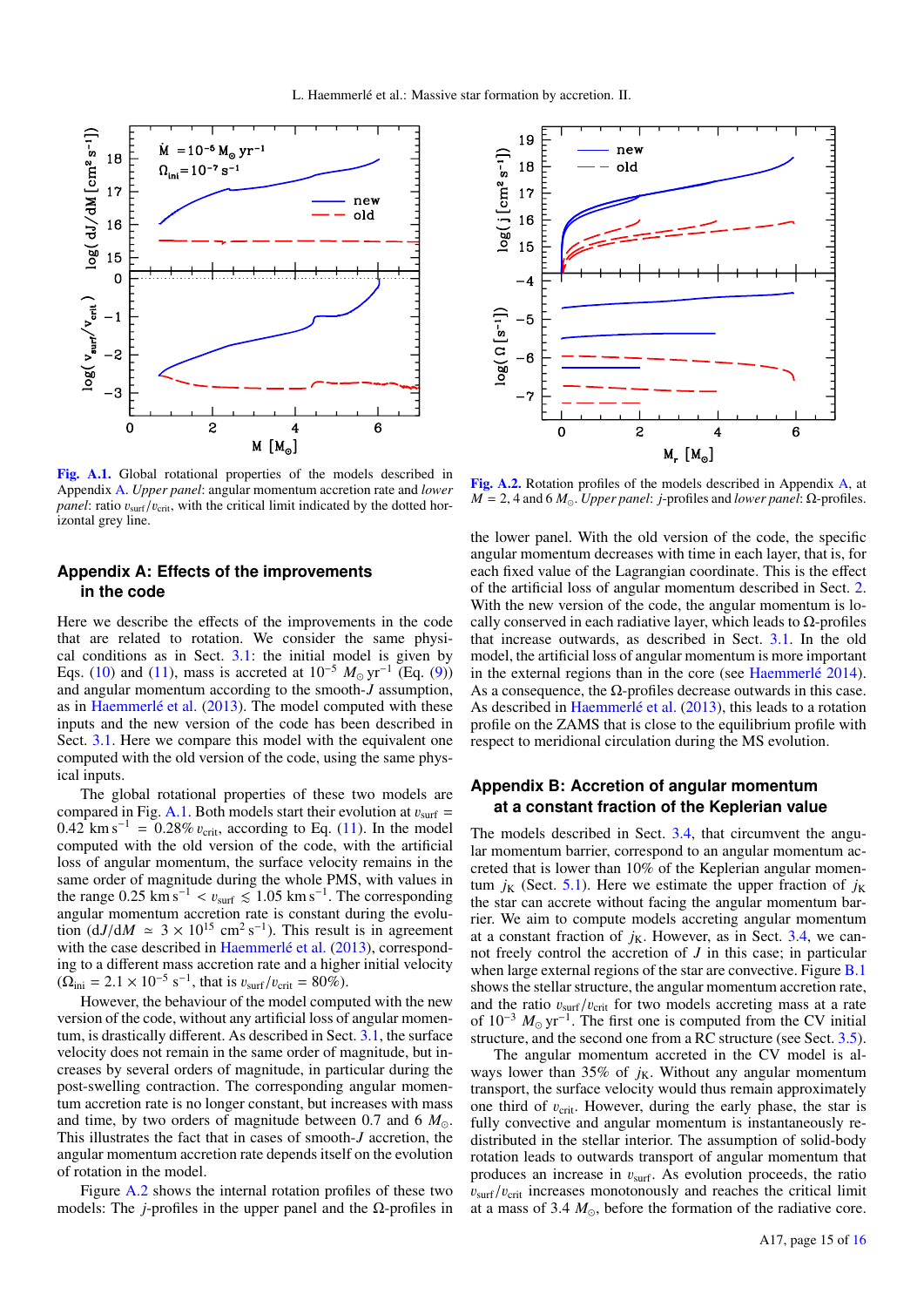Fig. A.1. Global rotational properties of the models described in Appendix A. *Upper panel*: angular momentum accretion rate and *lower panel*: ratio $\upsilon_{surf}/\upsilon_{crit}$, with the critical limit indicated by the dotted horizontal grey line.

Fig. A.2. Rotation profiles of the models described in Appendix A, at $M = 2$, 4 and 6 $M_{\odot}$. *Upper panel*: *j*-profiles and *lower panel*: Ω-profiles.

## Appendix A: Effects of the improvements in the code

Here we describe the effects of the improvements in the code that are related to rotation. We consider the same physical conditions as in Sect. 3.1: the initial model is given by Eqs. (10) and (11), mass is accreted at $10^{-5}$ $M_{\odot}$ yr$^{-1}$ (Eq. (9)) and angular momentum according to the smooth-$J$ assumption, as in Haemmerlé et al. (2013). The model computed with these inputs and the new version of the code has been described in Sect. 3.1. Here we compare this model with the equivalent one computed with the old version of the code, using the same physical inputs.

The global rotational properties of these two models are compared in Fig. A.1. Both models start their evolution at $\upsilon_{surf} = 0.42$ km s$^{-1}$ $= 0.28\%$ $\upsilon_{crit}$, according to Eq. (11). In the model computed with the old version of the code, with the artificial loss of angular momentum, the surface velocity remains in the same order of magnitude during the whole PMS, with values in the range 0.25 km s$^{-1}$ $< \upsilon_{surf} \lesssim 1.05$ km s$^{-1}$. The corresponding angular momentum accretion rate is constant during the evolution ($dJ/dM \simeq 3 \times 10^{15}$ cm$^2$ s$^{-1}$). This result is in agreement with the case described in Haemmerlé et al. (2013), corresponding to a different mass accretion rate and a higher initial velocity ($\Omega_{ini} = 2.1 \times 10^{-5}$ s$^{-1}$, that is $\upsilon_{surf}/\upsilon_{crit} = 80\%$).

However, the behaviour of the model computed with the new version of the code, without any artificial loss of angular momentum, is drastically different. As described in Sect. 3.1, the surface velocity does not remain in the same order of magnitude, but increases by several orders of magnitude, in particular during the post-swelling contraction. The corresponding angular momentum accretion rate is no longer constant, but increases with mass and time, by two orders of magnitude between 0.7 and 6 $M_{\odot}$. This illustrates the fact that in cases of smooth-$J$ accretion, the angular momentum accretion rate depends itself on the evolution of rotation in the model.

Figure A.2 shows the internal rotation profiles of these two models: The *j*-profiles in the upper panel and the Ω-profiles in the lower panel. With the old version of the code, the specific angular momentum decreases with time in each layer, that is, for each fixed value of the Lagrangian coordinate. This is the effect of the artificial loss of angular momentum described in Sect. 2. With the new version of the code, the angular momentum is locally conserved in each radiative layer, which leads to Ω-profiles that increase outwards, as described in Sect. 3.1. In the old model, the artificial loss of angular momentum is more important in the external regions than in the core (see Haemmerlé 2014). As a consequence, the Ω-profiles decrease outwards in this case. As described in Haemmerlé et al. (2013), this leads to a rotation profile on the ZAMS that is close to the equilibrium profile with respect to meridional circulation during the MS evolution.

## Appendix B: Accretion of angular momentum at a constant fraction of the Keplerian value

The models described in Sect. 3.4, that circumvent the angular momentum barrier, correspond to an angular momentum accreted that is lower than 10% of the Keplerian angular momentum $j_K$ (Sect. 5.1). Here we estimate the upper fraction of $j_K$ the star can accrete without facing the angular momentum barrier. We aim to compute models accreting angular momentum at a constant fraction of $j_K$. However, as in Sect. 3.4, we cannot freely control the accretion of $J$ in this case; in particular when large external regions of the star are convective. Figure B.1 shows the stellar structure, the angular momentum accretion rate, and the ratio $\upsilon_{surf}/\upsilon_{crit}$ for two models accreting mass at a rate of $10^{-3}$ $M_{\odot}$ yr$^{-1}$. The first one is computed from the CV initial structure, and the second one from a RC structure (see Sect. 3.5).

The angular momentum accreted in the CV model is always lower than 35% of $j_K$. Without any angular momentum transport, the surface velocity would thus remain approximately one third of $\upsilon_{crit}$. However, during the early phase, the star is fully convective and angular momentum is instantaneously redistributed in the stellar interior. The assumption of solid-body rotation leads to outwards transport of angular momentum that produces an increase in $\upsilon_{surf}$. As evolution proceeds, the ratio $\upsilon_{surf}/\upsilon_{crit}$ increases monotonously and reaches the critical limit at a mass of 3.4 $M_{\odot}$, before the formation of the radiative core.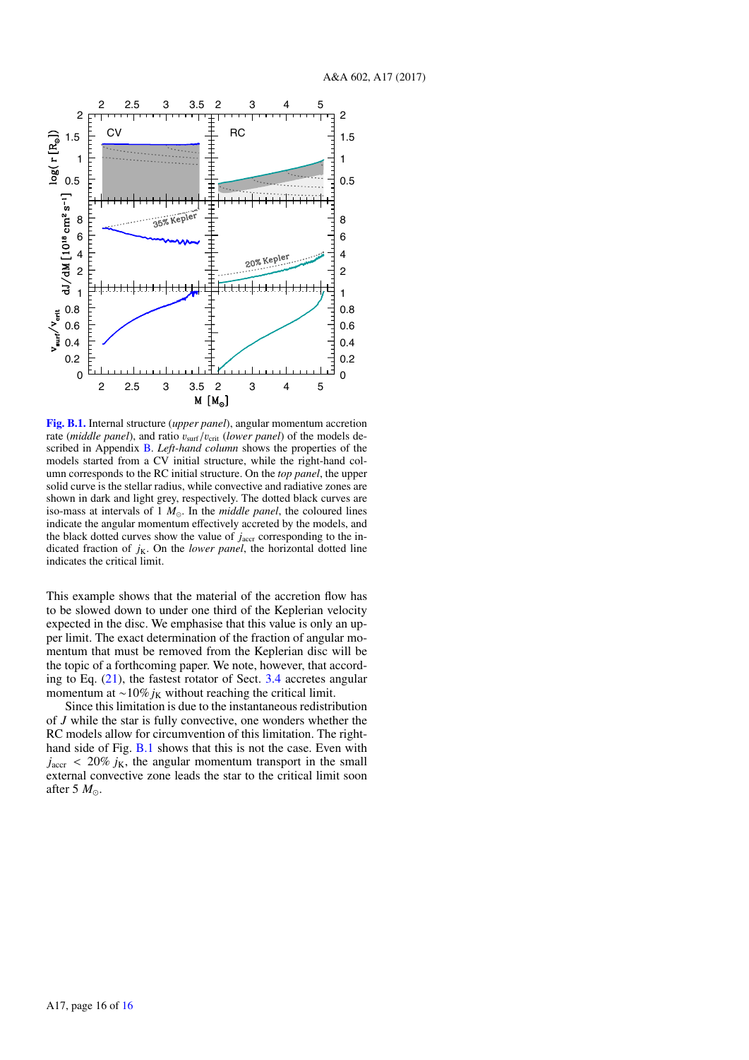CV

RC

2

2.5

3

3.5

2

3

4

5

2

1.5

1

0.5

log( r [R⊙])

dJ/dM [$10^{18}$ cm² s⁻¹]

8

6

4

2

35% Kepler

20% Kepler

1

0.8

0.6

0.4

0.2

0

$v_{surf}/v_{crit}$

M [M⊙]

**Fig. B.1.** Internal structure (*upper panel*), angular momentum accretion rate (*middle panel*), and ratio $v_{surf}/v_{crit}$ (*lower panel*) of the models described in Appendix B. *Left-hand column* shows the properties of the models started from a CV initial structure, while the right-hand column corresponds to the RC initial structure. On the *top panel*, the upper solid curve is the stellar radius, while convective and radiative zones are shown in dark and light grey, respectively. The dotted black curves are iso-mass at intervals of 1 $M_{\odot}$. In the *middle panel*, the coloured lines indicate the angular momentum effectively accreted by the models, and the black dotted curves show the value of $j_{accr}$ corresponding to the indicated fraction of $j_K$. On the *lower panel*, the horizontal dotted line indicates the critical limit.

This example shows that the material of the accretion flow has to be slowed down to under one third of the Keplerian velocity expected in the disc. We emphasise that this value is only an upper limit. The exact determination of the fraction of angular momentum that must be removed from the Keplerian disc will be the topic of a forthcoming paper. We note, however, that according to Eq. (21), the fastest rotator of Sect. 3.4 accretes angular momentum at ~10% $j_K$ without reaching the critical limit.

Since this limitation is due to the instantaneous redistribution of $J$ while the star is fully convective, one wonders whether the RC models allow for circumvention of this limitation. The right-hand side of Fig. B.1 shows that this is not the case. Even with $j_{accr}$ < 20% $j_K$, the angular momentum transport in the small external convective zone leads the star to the critical limit soon after 5 $M_{\odot}$.